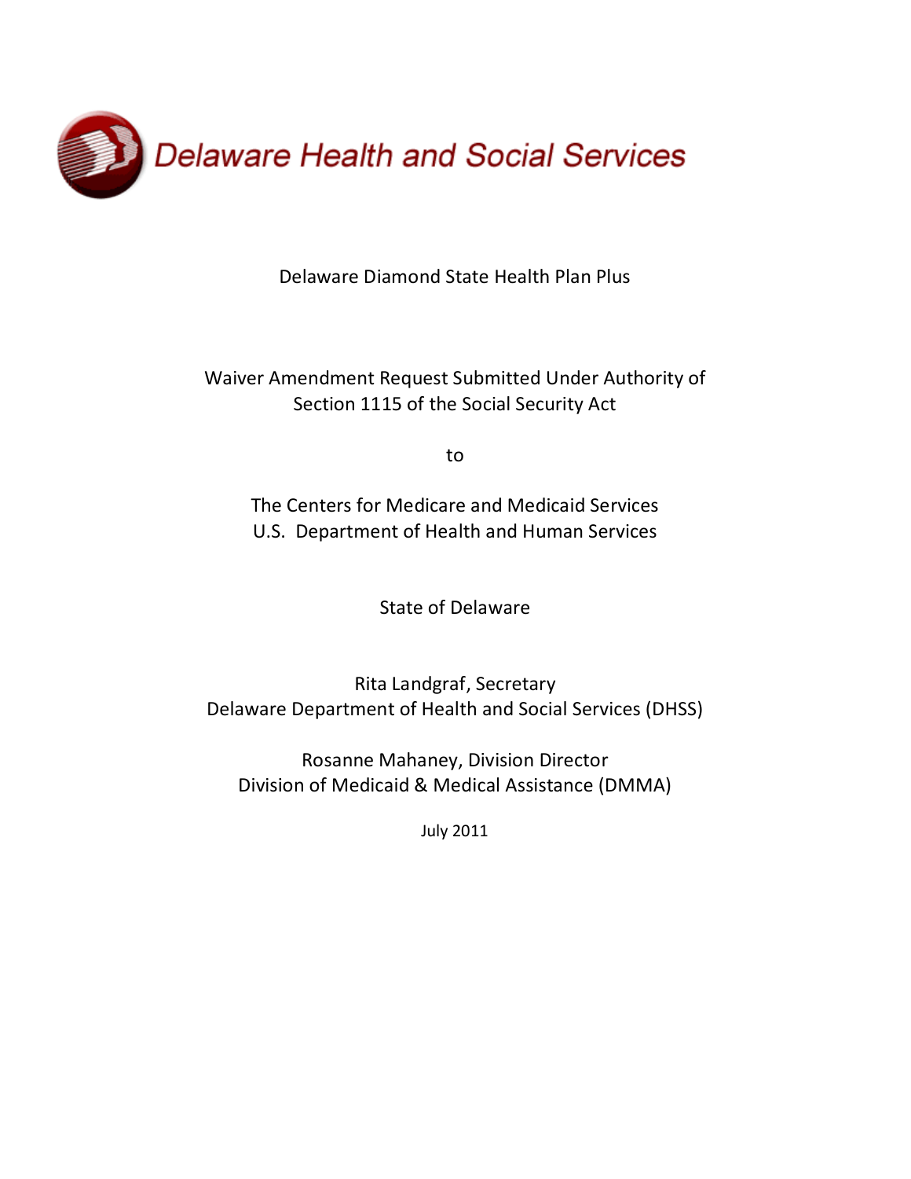Delaware Health and Social Services

Delaware Diamond State Health Plan Plus

Waiver Amendment Request Submitted Under Authority of
Section 1115 of the Social Security Act

to

The Centers for Medicare and Medicaid Services
U.S. Department of Health and Human Services

State of Delaware

Rita Landgraf, Secretary
Delaware Department of Health and Social Services (DHSS)

Rosanne Mahaney, Division Director
Division of Medicaid & Medical Assistance (DMMA)

July 2011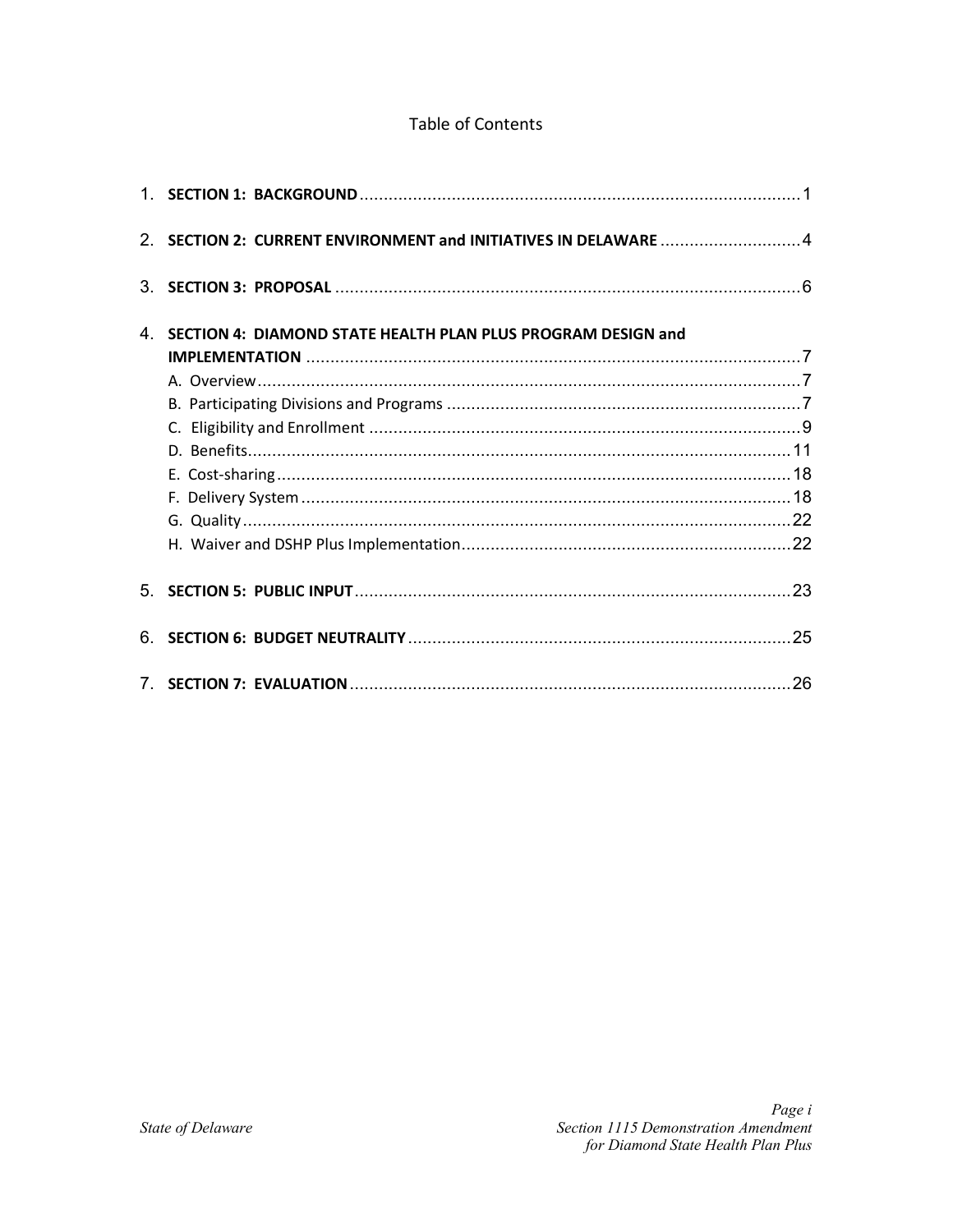# Table of Contents

1. **SECTION 1: BACKGROUND** .......... 1
2. **SECTION 2: CURRENT ENVIRONMENT and INITIATIVES IN DELAWARE** .......... 4
3. **SECTION 3: PROPOSAL** .......... 6
4. **SECTION 4: DIAMOND STATE HEALTH PLAN PLUS PROGRAM DESIGN and IMPLEMENTATION** .......... 7
   - A. Overview .......... 7
   - B. Participating Divisions and Programs .......... 7
   - C. Eligibility and Enrollment .......... 9
   - D. Benefits .......... 11
   - E. Cost-sharing .......... 18
   - F. Delivery System .......... 18
   - G. Quality .......... 22
   - H. Waiver and DSHP Plus Implementation .......... 22
5. **SECTION 5: PUBLIC INPUT** .......... 23
6. **SECTION 6: BUDGET NEUTRALITY** .......... 25
7. **SECTION 7: EVALUATION** .......... 26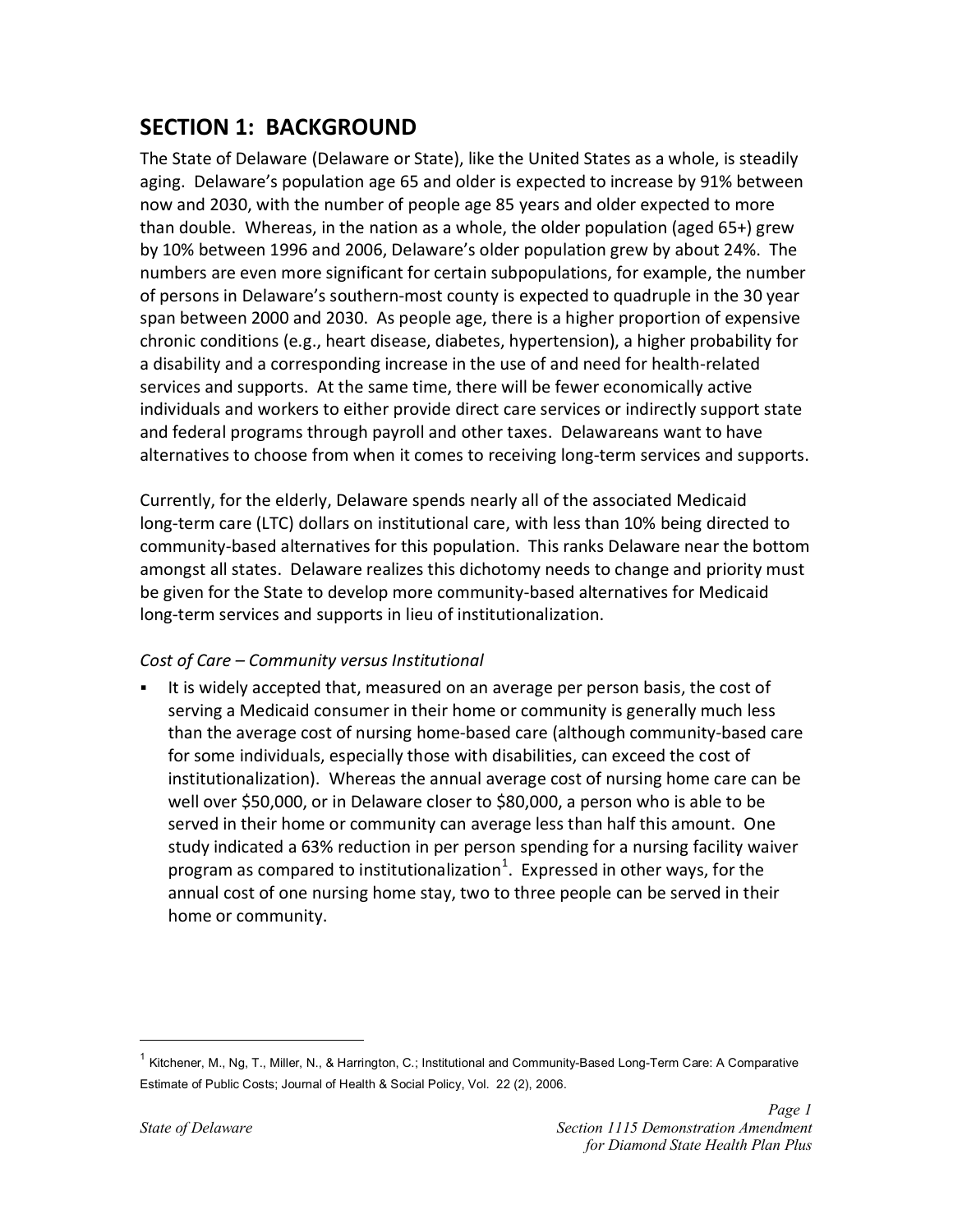# SECTION 1: BACKGROUND

The State of Delaware (Delaware or State), like the United States as a whole, is steadily aging. Delaware's population age 65 and older is expected to increase by 91% between now and 2030, with the number of people age 85 years and older expected to more than double. Whereas, in the nation as a whole, the older population (aged 65+) grew by 10% between 1996 and 2006, Delaware's older population grew by about 24%. The numbers are even more significant for certain subpopulations, for example, the number of persons in Delaware's southern-most county is expected to quadruple in the 30 year span between 2000 and 2030. As people age, there is a higher proportion of expensive chronic conditions (e.g., heart disease, diabetes, hypertension), a higher probability for a disability and a corresponding increase in the use of and need for health-related services and supports. At the same time, there will be fewer economically active individuals and workers to either provide direct care services or indirectly support state and federal programs through payroll and other taxes. Delawareans want to have alternatives to choose from when it comes to receiving long-term services and supports.

Currently, for the elderly, Delaware spends nearly all of the associated Medicaid long-term care (LTC) dollars on institutional care, with less than 10% being directed to community-based alternatives for this population. This ranks Delaware near the bottom amongst all states. Delaware realizes this dichotomy needs to change and priority must be given for the State to develop more community-based alternatives for Medicaid long-term services and supports in lieu of institutionalization.

*Cost of Care – Community versus Institutional*

- It is widely accepted that, measured on an average per person basis, the cost of serving a Medicaid consumer in their home or community is generally much less than the average cost of nursing home-based care (although community-based care for some individuals, especially those with disabilities, can exceed the cost of institutionalization). Whereas the annual average cost of nursing home care can be well over $50,000, or in Delaware closer to $80,000, a person who is able to be served in their home or community can average less than half this amount. One study indicated a 63% reduction in per person spending for a nursing facility waiver program as compared to institutionalization[1]. Expressed in other ways, for the annual cost of one nursing home stay, two to three people can be served in their home or community.

[1] Kitchener, M., Ng, T., Miller, N., & Harrington, C.; Institutional and Community-Based Long-Term Care: A Comparative Estimate of Public Costs; Journal of Health & Social Policy, Vol. 22 (2), 2006.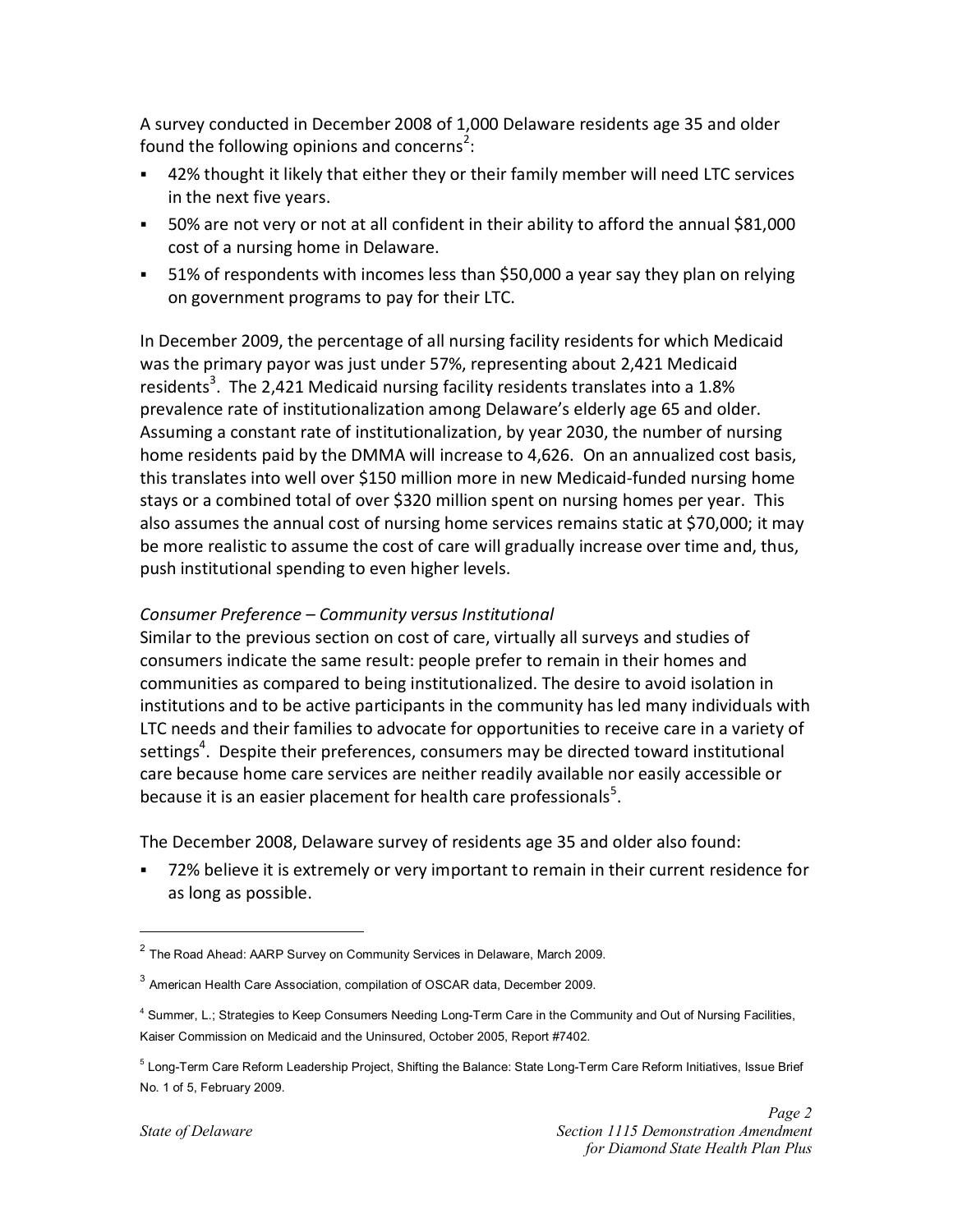A survey conducted in December 2008 of 1,000 Delaware residents age 35 and older found the following opinions and concerns[2]:

- 42% thought it likely that either they or their family member will need LTC services in the next five years.
- 50% are not very or not at all confident in their ability to afford the annual $81,000 cost of a nursing home in Delaware.
- 51% of respondents with incomes less than $50,000 a year say they plan on relying on government programs to pay for their LTC.

In December 2009, the percentage of all nursing facility residents for which Medicaid was the primary payor was just under 57%, representing about 2,421 Medicaid residents[3]. The 2,421 Medicaid nursing facility residents translates into a 1.8% prevalence rate of institutionalization among Delaware's elderly age 65 and older. Assuming a constant rate of institutionalization, by year 2030, the number of nursing home residents paid by the DMMA will increase to 4,626. On an annualized cost basis, this translates into well over $150 million more in new Medicaid-funded nursing home stays or a combined total of over $320 million spent on nursing homes per year. This also assumes the annual cost of nursing home services remains static at $70,000; it may be more realistic to assume the cost of care will gradually increase over time and, thus, push institutional spending to even higher levels.

*Consumer Preference – Community versus Institutional*

Similar to the previous section on cost of care, virtually all surveys and studies of consumers indicate the same result: people prefer to remain in their homes and communities as compared to being institutionalized. The desire to avoid isolation in institutions and to be active participants in the community has led many individuals with LTC needs and their families to advocate for opportunities to receive care in a variety of settings[4]. Despite their preferences, consumers may be directed toward institutional care because home care services are neither readily available nor easily accessible or because it is an easier placement for health care professionals[5].

The December 2008, Delaware survey of residents age 35 and older also found:

- 72% believe it is extremely or very important to remain in their current residence for as long as possible.

---

[2] The Road Ahead: AARP Survey on Community Services in Delaware, March 2009.

[3] American Health Care Association, compilation of OSCAR data, December 2009.

[4] Summer, L.; Strategies to Keep Consumers Needing Long-Term Care in the Community and Out of Nursing Facilities, Kaiser Commission on Medicaid and the Uninsured, October 2005, Report #7402.

[5] Long-Term Care Reform Leadership Project, Shifting the Balance: State Long-Term Care Reform Initiatives, Issue Brief No. 1 of 5, February 2009.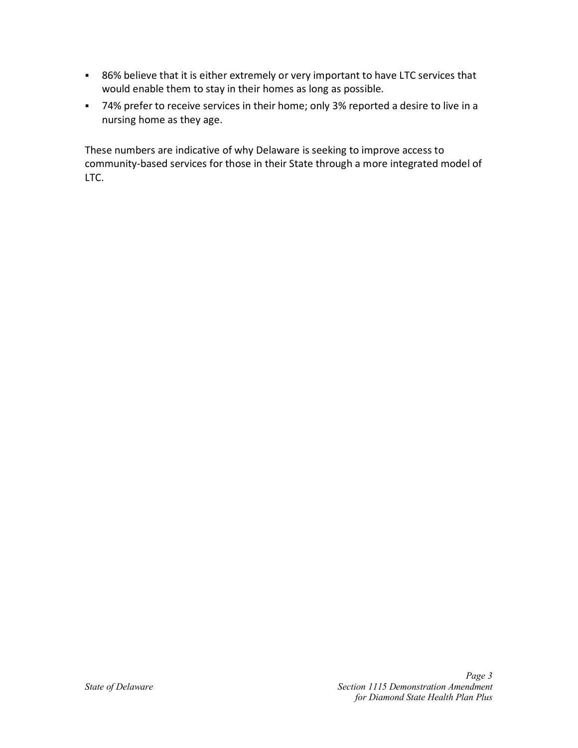- 86% believe that it is either extremely or very important to have LTC services that would enable them to stay in their homes as long as possible.
- 74% prefer to receive services in their home; only 3% reported a desire to live in a nursing home as they age.

These numbers are indicative of why Delaware is seeking to improve access to community-based services for those in their State through a more integrated model of LTC.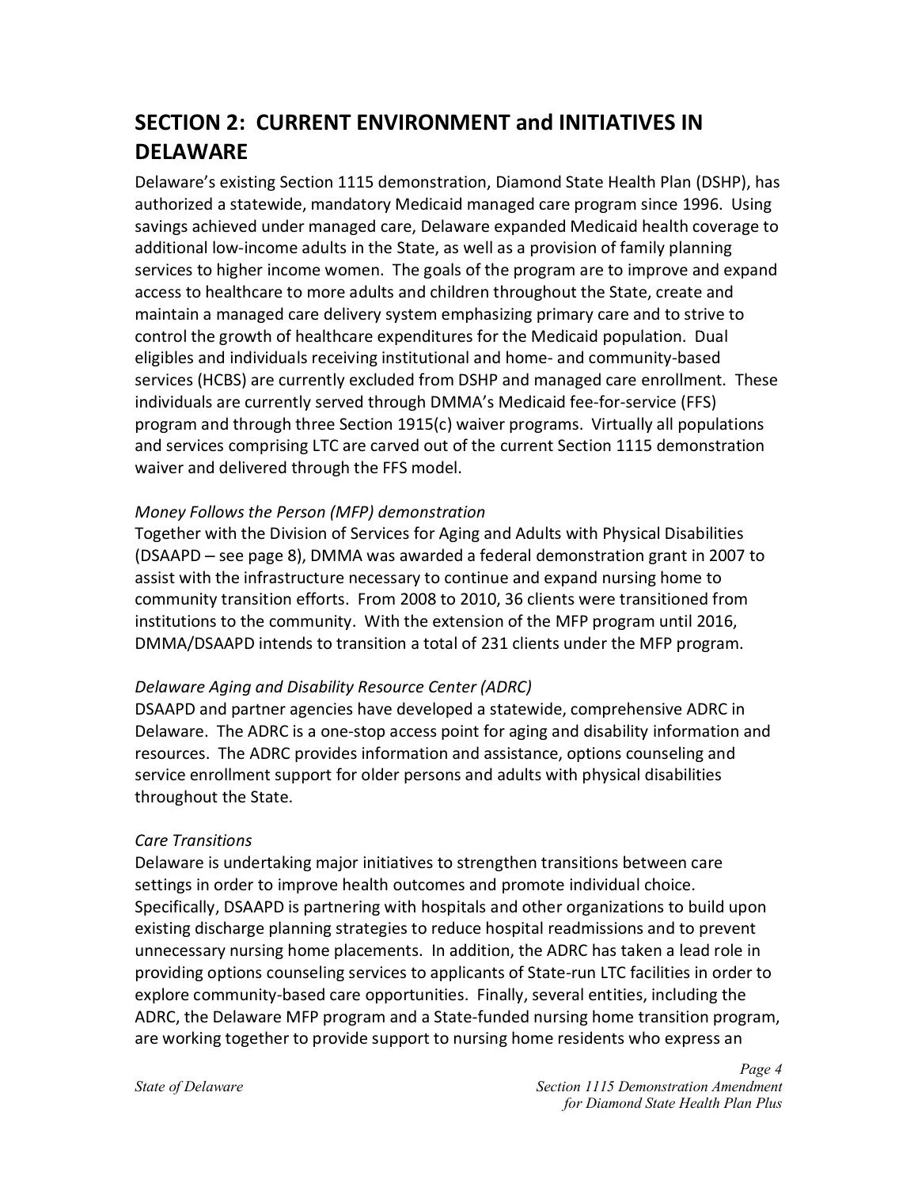## SECTION 2: CURRENT ENVIRONMENT and INITIATIVES IN DELAWARE

Delaware's existing Section 1115 demonstration, Diamond State Health Plan (DSHP), has authorized a statewide, mandatory Medicaid managed care program since 1996. Using savings achieved under managed care, Delaware expanded Medicaid health coverage to additional low-income adults in the State, as well as a provision of family planning services to higher income women. The goals of the program are to improve and expand access to healthcare to more adults and children throughout the State, create and maintain a managed care delivery system emphasizing primary care and to strive to control the growth of healthcare expenditures for the Medicaid population. Dual eligibles and individuals receiving institutional and home- and community-based services (HCBS) are currently excluded from DSHP and managed care enrollment. These individuals are currently served through DMMA's Medicaid fee-for-service (FFS) program and through three Section 1915(c) waiver programs. Virtually all populations and services comprising LTC are carved out of the current Section 1115 demonstration waiver and delivered through the FFS model.

*Money Follows the Person (MFP) demonstration*

Together with the Division of Services for Aging and Adults with Physical Disabilities (DSAAPD – see page 8), DMMA was awarded a federal demonstration grant in 2007 to assist with the infrastructure necessary to continue and expand nursing home to community transition efforts. From 2008 to 2010, 36 clients were transitioned from institutions to the community. With the extension of the MFP program until 2016, DMMA/DSAAPD intends to transition a total of 231 clients under the MFP program.

*Delaware Aging and Disability Resource Center (ADRC)*

DSAAPD and partner agencies have developed a statewide, comprehensive ADRC in Delaware. The ADRC is a one-stop access point for aging and disability information and resources. The ADRC provides information and assistance, options counseling and service enrollment support for older persons and adults with physical disabilities throughout the State.

*Care Transitions*

Delaware is undertaking major initiatives to strengthen transitions between care settings in order to improve health outcomes and promote individual choice. Specifically, DSAAPD is partnering with hospitals and other organizations to build upon existing discharge planning strategies to reduce hospital readmissions and to prevent unnecessary nursing home placements. In addition, the ADRC has taken a lead role in providing options counseling services to applicants of State-run LTC facilities in order to explore community-based care opportunities. Finally, several entities, including the ADRC, the Delaware MFP program and a State-funded nursing home transition program, are working together to provide support to nursing home residents who express an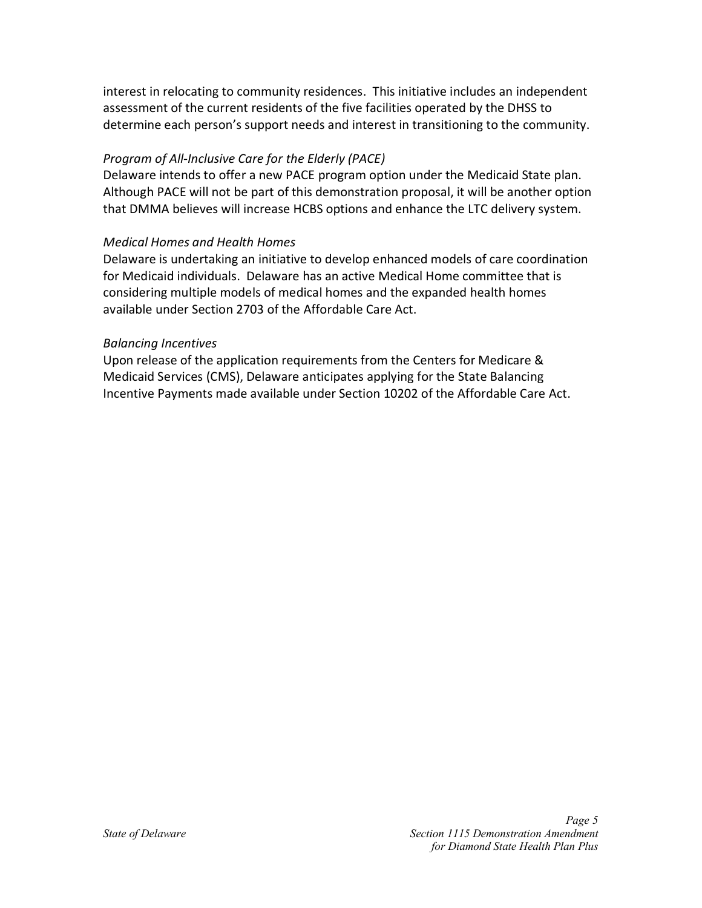interest in relocating to community residences. This initiative includes an independent assessment of the current residents of the five facilities operated by the DHSS to determine each person's support needs and interest in transitioning to the community.

*Program of All-Inclusive Care for the Elderly (PACE)*

Delaware intends to offer a new PACE program option under the Medicaid State plan. Although PACE will not be part of this demonstration proposal, it will be another option that DMMA believes will increase HCBS options and enhance the LTC delivery system.

*Medical Homes and Health Homes*

Delaware is undertaking an initiative to develop enhanced models of care coordination for Medicaid individuals. Delaware has an active Medical Home committee that is considering multiple models of medical homes and the expanded health homes available under Section 2703 of the Affordable Care Act.

*Balancing Incentives*

Upon release of the application requirements from the Centers for Medicare & Medicaid Services (CMS), Delaware anticipates applying for the State Balancing Incentive Payments made available under Section 10202 of the Affordable Care Act.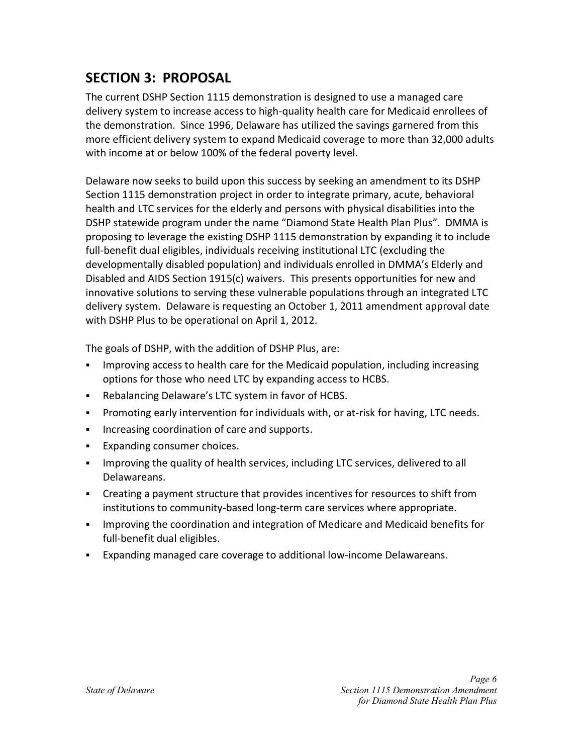## SECTION 3: PROPOSAL

The current DSHP Section 1115 demonstration is designed to use a managed care delivery system to increase access to high-quality health care for Medicaid enrollees of the demonstration. Since 1996, Delaware has utilized the savings garnered from this more efficient delivery system to expand Medicaid coverage to more than 32,000 adults with income at or below 100% of the federal poverty level.

Delaware now seeks to build upon this success by seeking an amendment to its DSHP Section 1115 demonstration project in order to integrate primary, acute, behavioral health and LTC services for the elderly and persons with physical disabilities into the DSHP statewide program under the name "Diamond State Health Plan Plus". DMMA is proposing to leverage the existing DSHP 1115 demonstration by expanding it to include full-benefit dual eligibles, individuals receiving institutional LTC (excluding the developmentally disabled population) and individuals enrolled in DMMA's Elderly and Disabled and AIDS Section 1915(c) waivers. This presents opportunities for new and innovative solutions to serving these vulnerable populations through an integrated LTC delivery system. Delaware is requesting an October 1, 2011 amendment approval date with DSHP Plus to be operational on April 1, 2012.

The goals of DSHP, with the addition of DSHP Plus, are:

- Improving access to health care for the Medicaid population, including increasing options for those who need LTC by expanding access to HCBS.
- Rebalancing Delaware's LTC system in favor of HCBS.
- Promoting early intervention for individuals with, or at-risk for having, LTC needs.
- Increasing coordination of care and supports.
- Expanding consumer choices.
- Improving the quality of health services, including LTC services, delivered to all Delawareans.
- Creating a payment structure that provides incentives for resources to shift from institutions to community-based long-term care services where appropriate.
- Improving the coordination and integration of Medicare and Medicaid benefits for full-benefit dual eligibles.
- Expanding managed care coverage to additional low-income Delawareans.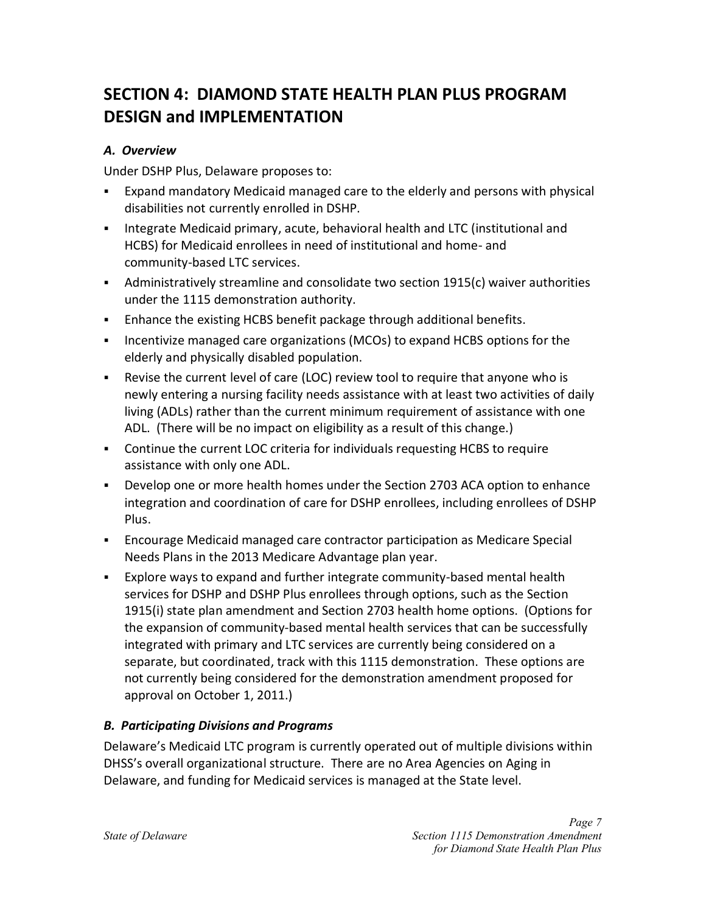# SECTION 4: DIAMOND STATE HEALTH PLAN PLUS PROGRAM DESIGN and IMPLEMENTATION

### *A. Overview*

Under DSHP Plus, Delaware proposes to:

- Expand mandatory Medicaid managed care to the elderly and persons with physical disabilities not currently enrolled in DSHP.
- Integrate Medicaid primary, acute, behavioral health and LTC (institutional and HCBS) for Medicaid enrollees in need of institutional and home- and community-based LTC services.
- Administratively streamline and consolidate two section 1915(c) waiver authorities under the 1115 demonstration authority.
- Enhance the existing HCBS benefit package through additional benefits.
- Incentivize managed care organizations (MCOs) to expand HCBS options for the elderly and physically disabled population.
- Revise the current level of care (LOC) review tool to require that anyone who is newly entering a nursing facility needs assistance with at least two activities of daily living (ADLs) rather than the current minimum requirement of assistance with one ADL. (There will be no impact on eligibility as a result of this change.)
- Continue the current LOC criteria for individuals requesting HCBS to require assistance with only one ADL.
- Develop one or more health homes under the Section 2703 ACA option to enhance integration and coordination of care for DSHP enrollees, including enrollees of DSHP Plus.
- Encourage Medicaid managed care contractor participation as Medicare Special Needs Plans in the 2013 Medicare Advantage plan year.
- Explore ways to expand and further integrate community-based mental health services for DSHP and DSHP Plus enrollees through options, such as the Section 1915(i) state plan amendment and Section 2703 health home options. (Options for the expansion of community-based mental health services that can be successfully integrated with primary and LTC services are currently being considered on a separate, but coordinated, track with this 1115 demonstration. These options are not currently being considered for the demonstration amendment proposed for approval on October 1, 2011.)

### *B. Participating Divisions and Programs*

Delaware's Medicaid LTC program is currently operated out of multiple divisions within DHSS's overall organizational structure. There are no Area Agencies on Aging in Delaware, and funding for Medicaid services is managed at the State level.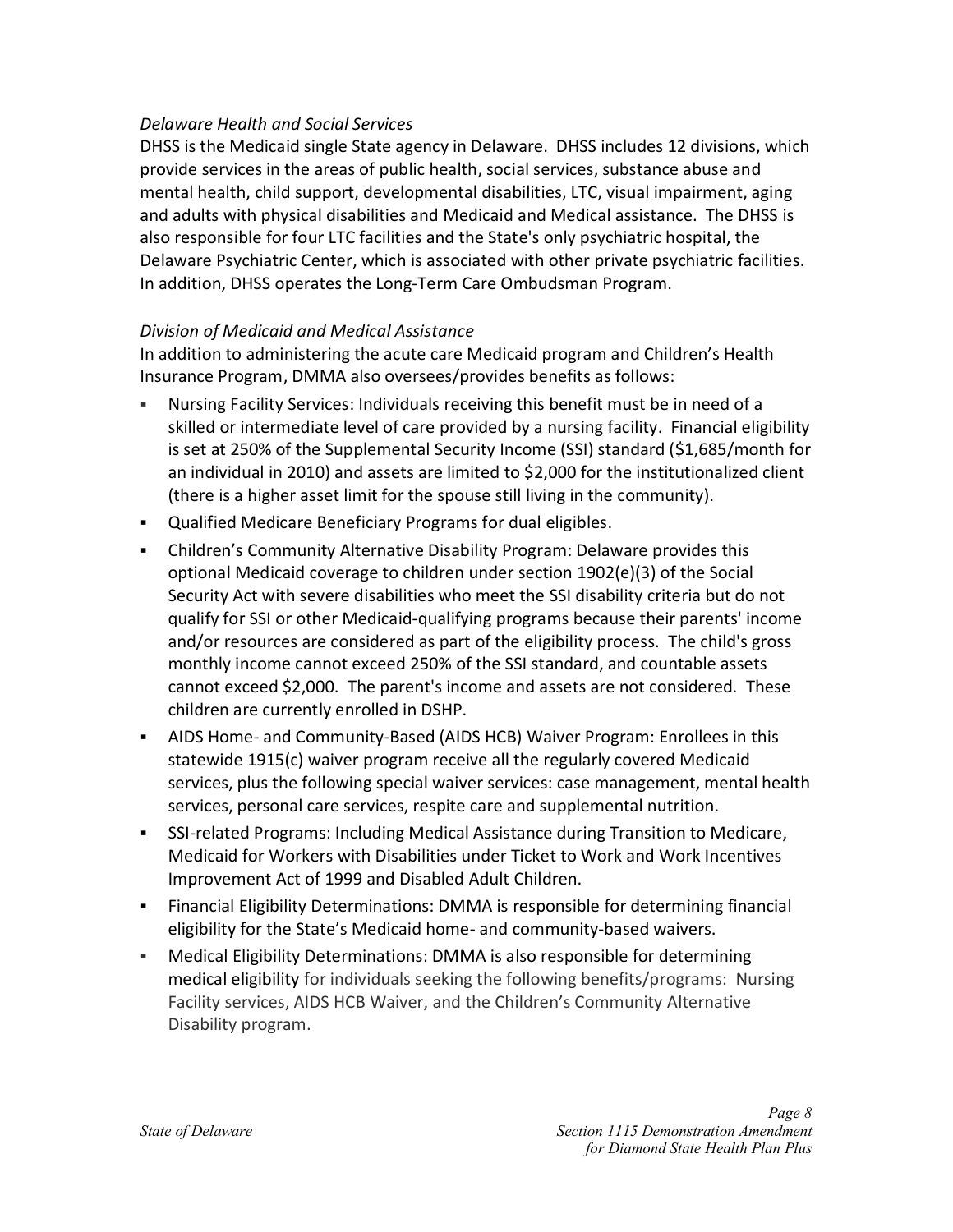*Delaware Health and Social Services*

DHSS is the Medicaid single State agency in Delaware. DHSS includes 12 divisions, which provide services in the areas of public health, social services, substance abuse and mental health, child support, developmental disabilities, LTC, visual impairment, aging and adults with physical disabilities and Medicaid and Medical assistance. The DHSS is also responsible for four LTC facilities and the State's only psychiatric hospital, the Delaware Psychiatric Center, which is associated with other private psychiatric facilities. In addition, DHSS operates the Long-Term Care Ombudsman Program.

*Division of Medicaid and Medical Assistance*

In addition to administering the acute care Medicaid program and Children's Health Insurance Program, DMMA also oversees/provides benefits as follows:

- Nursing Facility Services: Individuals receiving this benefit must be in need of a skilled or intermediate level of care provided by a nursing facility. Financial eligibility is set at 250% of the Supplemental Security Income (SSI) standard ($1,685/month for an individual in 2010) and assets are limited to $2,000 for the institutionalized client (there is a higher asset limit for the spouse still living in the community).
- Qualified Medicare Beneficiary Programs for dual eligibles.
- Children's Community Alternative Disability Program: Delaware provides this optional Medicaid coverage to children under section 1902(e)(3) of the Social Security Act with severe disabilities who meet the SSI disability criteria but do not qualify for SSI or other Medicaid-qualifying programs because their parents' income and/or resources are considered as part of the eligibility process. The child's gross monthly income cannot exceed 250% of the SSI standard, and countable assets cannot exceed $2,000. The parent's income and assets are not considered. These children are currently enrolled in DSHP.
- AIDS Home- and Community-Based (AIDS HCB) Waiver Program: Enrollees in this statewide 1915(c) waiver program receive all the regularly covered Medicaid services, plus the following special waiver services: case management, mental health services, personal care services, respite care and supplemental nutrition.
- SSI-related Programs: Including Medical Assistance during Transition to Medicare, Medicaid for Workers with Disabilities under Ticket to Work and Work Incentives Improvement Act of 1999 and Disabled Adult Children.
- Financial Eligibility Determinations: DMMA is responsible for determining financial eligibility for the State's Medicaid home- and community-based waivers.
- Medical Eligibility Determinations: DMMA is also responsible for determining medical eligibility for individuals seeking the following benefits/programs: Nursing Facility services, AIDS HCB Waiver, and the Children's Community Alternative Disability program.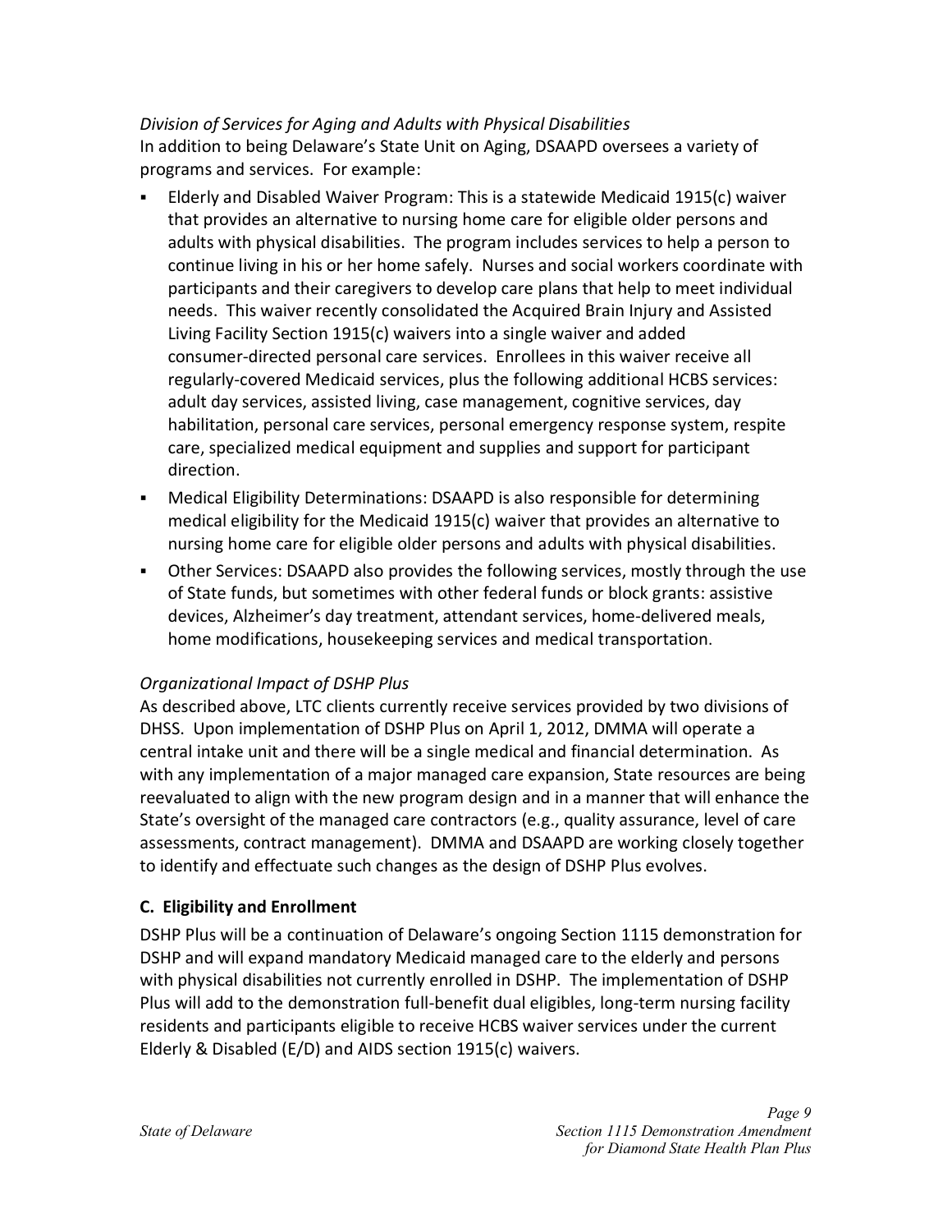*Division of Services for Aging and Adults with Physical Disabilities*

In addition to being Delaware's State Unit on Aging, DSAAPD oversees a variety of programs and services. For example:

- Elderly and Disabled Waiver Program: This is a statewide Medicaid 1915(c) waiver that provides an alternative to nursing home care for eligible older persons and adults with physical disabilities. The program includes services to help a person to continue living in his or her home safely. Nurses and social workers coordinate with participants and their caregivers to develop care plans that help to meet individual needs. This waiver recently consolidated the Acquired Brain Injury and Assisted Living Facility Section 1915(c) waivers into a single waiver and added consumer-directed personal care services. Enrollees in this waiver receive all regularly-covered Medicaid services, plus the following additional HCBS services: adult day services, assisted living, case management, cognitive services, day habilitation, personal care services, personal emergency response system, respite care, specialized medical equipment and supplies and support for participant direction.
- Medical Eligibility Determinations: DSAAPD is also responsible for determining medical eligibility for the Medicaid 1915(c) waiver that provides an alternative to nursing home care for eligible older persons and adults with physical disabilities.
- Other Services: DSAAPD also provides the following services, mostly through the use of State funds, but sometimes with other federal funds or block grants: assistive devices, Alzheimer's day treatment, attendant services, home-delivered meals, home modifications, housekeeping services and medical transportation.

*Organizational Impact of DSHP Plus*

As described above, LTC clients currently receive services provided by two divisions of DHSS. Upon implementation of DSHP Plus on April 1, 2012, DMMA will operate a central intake unit and there will be a single medical and financial determination. As with any implementation of a major managed care expansion, State resources are being reevaluated to align with the new program design and in a manner that will enhance the State's oversight of the managed care contractors (e.g., quality assurance, level of care assessments, contract management). DMMA and DSAAPD are working closely together to identify and effectuate such changes as the design of DSHP Plus evolves.

### C. Eligibility and Enrollment

DSHP Plus will be a continuation of Delaware's ongoing Section 1115 demonstration for DSHP and will expand mandatory Medicaid managed care to the elderly and persons with physical disabilities not currently enrolled in DSHP. The implementation of DSHP Plus will add to the demonstration full-benefit dual eligibles, long-term nursing facility residents and participants eligible to receive HCBS waiver services under the current Elderly & Disabled (E/D) and AIDS section 1915(c) waivers.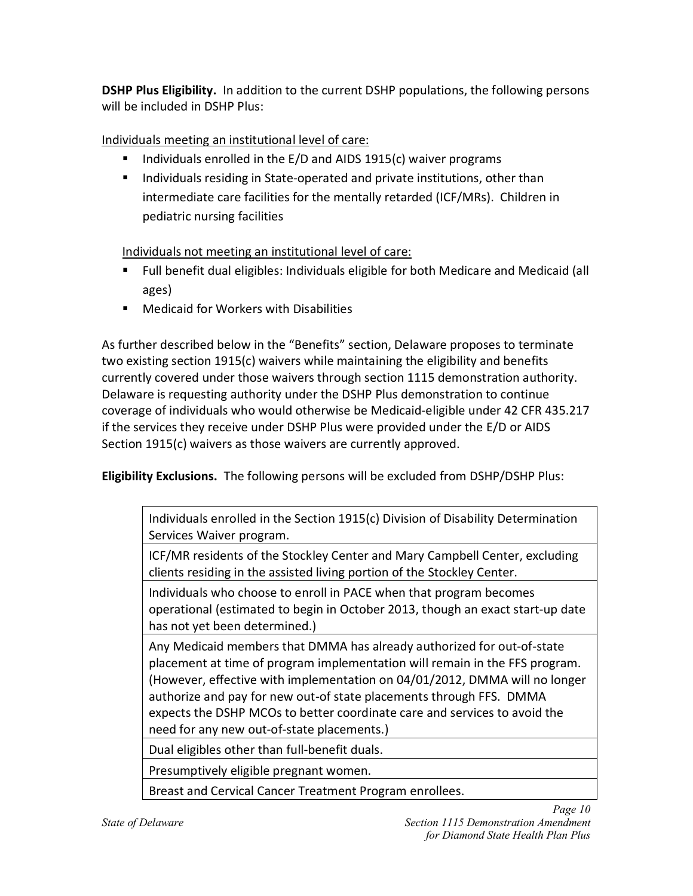**DSHP Plus Eligibility.** In addition to the current DSHP populations, the following persons will be included in DSHP Plus:

Individuals meeting an institutional level of care:

- Individuals enrolled in the E/D and AIDS 1915(c) waiver programs
- Individuals residing in State-operated and private institutions, other than intermediate care facilities for the mentally retarded (ICF/MRs). Children in pediatric nursing facilities

Individuals not meeting an institutional level of care:

- Full benefit dual eligibles: Individuals eligible for both Medicare and Medicaid (all ages)
- Medicaid for Workers with Disabilities

As further described below in the "Benefits" section, Delaware proposes to terminate two existing section 1915(c) waivers while maintaining the eligibility and benefits currently covered under those waivers through section 1115 demonstration authority. Delaware is requesting authority under the DSHP Plus demonstration to continue coverage of individuals who would otherwise be Medicaid-eligible under 42 CFR 435.217 if the services they receive under DSHP Plus were provided under the E/D or AIDS Section 1915(c) waivers as those waivers are currently approved.

**Eligibility Exclusions.** The following persons will be excluded from DSHP/DSHP Plus:

| Eligibility Exclusions |
|---|
| Individuals enrolled in the Section 1915(c) Division of Disability Determination Services Waiver program. |
| ICF/MR residents of the Stockley Center and Mary Campbell Center, excluding clients residing in the assisted living portion of the Stockley Center. |
| Individuals who choose to enroll in PACE when that program becomes operational (estimated to begin in October 2013, though an exact start-up date has not yet been determined.) |
| Any Medicaid members that DMMA has already authorized for out-of-state placement at time of program implementation will remain in the FFS program. (However, effective with implementation on 04/01/2012, DMMA will no longer authorize and pay for new out-of state placements through FFS. DMMA expects the DSHP MCOs to better coordinate care and services to avoid the need for any new out-of-state placements.) |
| Dual eligibles other than full-benefit duals. |
| Presumptively eligible pregnant women. |
| Breast and Cervical Cancer Treatment Program enrollees. |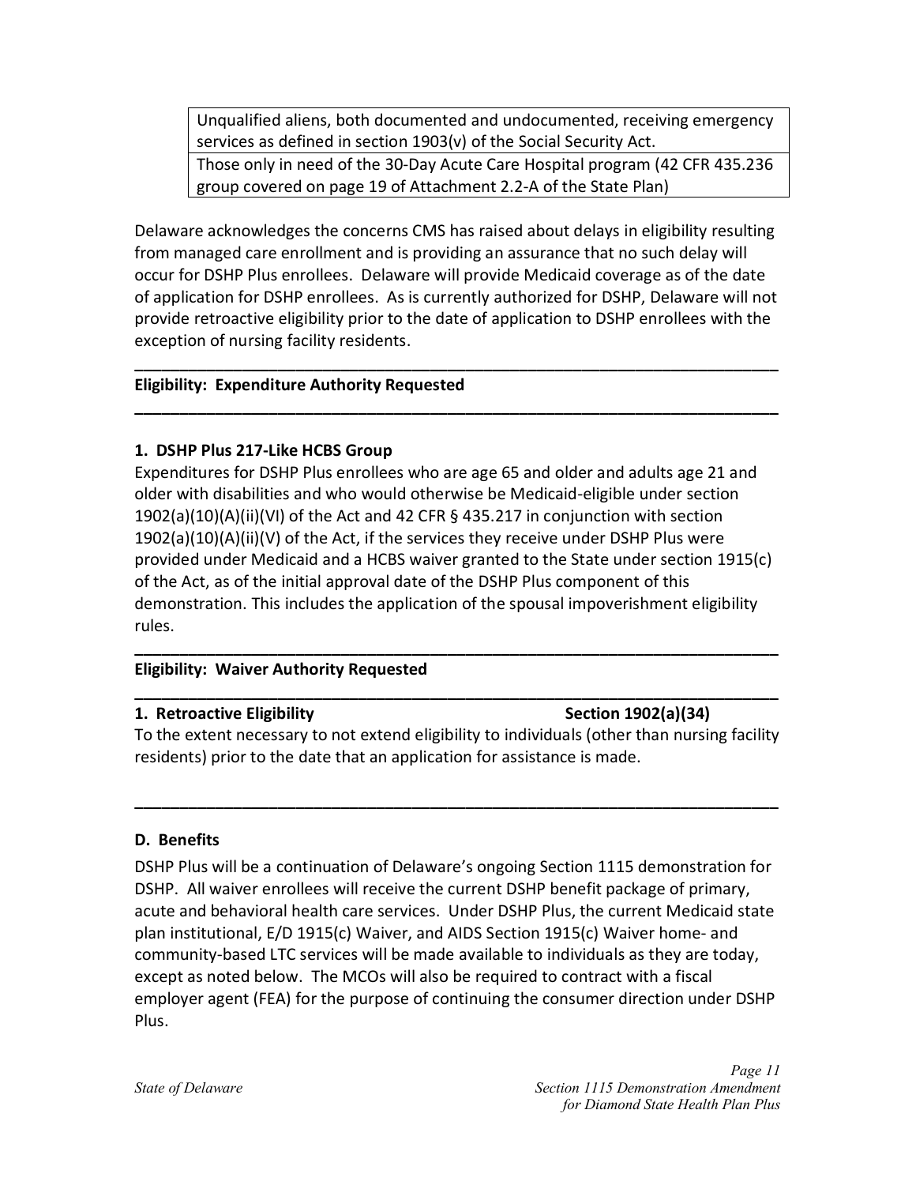| |
|---|
| Unqualified aliens, both documented and undocumented, receiving emergency services as defined in section 1903(v) of the Social Security Act. |
| Those only in need of the 30-Day Acute Care Hospital program (42 CFR 435.236 group covered on page 19 of Attachment 2.2-A of the State Plan) |

Delaware acknowledges the concerns CMS has raised about delays in eligibility resulting from managed care enrollment and is providing an assurance that no such delay will occur for DSHP Plus enrollees. Delaware will provide Medicaid coverage as of the date of application for DSHP enrollees. As is currently authorized for DSHP, Delaware will not provide retroactive eligibility prior to the date of application to DSHP enrollees with the exception of nursing facility residents.

---

**Eligibility: Expenditure Authority Requested**

---

**1. DSHP Plus 217-Like HCBS Group**

Expenditures for DSHP Plus enrollees who are age 65 and older and adults age 21 and older with disabilities and who would otherwise be Medicaid-eligible under section 1902(a)(10)(A)(ii)(VI) of the Act and 42 CFR § 435.217 in conjunction with section 1902(a)(10)(A)(ii)(V) of the Act, if the services they receive under DSHP Plus were provided under Medicaid and a HCBS waiver granted to the State under section 1915(c) of the Act, as of the initial approval date of the DSHP Plus component of this demonstration. This includes the application of the spousal impoverishment eligibility rules.

---

**Eligibility: Waiver Authority Requested**

---

**1. Retroactive Eligibility** **Section 1902(a)(34)**

To the extent necessary to not extend eligibility to individuals (other than nursing facility residents) prior to the date that an application for assistance is made.

---

**D. Benefits**

DSHP Plus will be a continuation of Delaware's ongoing Section 1115 demonstration for DSHP. All waiver enrollees will receive the current DSHP benefit package of primary, acute and behavioral health care services. Under DSHP Plus, the current Medicaid state plan institutional, E/D 1915(c) Waiver, and AIDS Section 1915(c) Waiver home- and community-based LTC services will be made available to individuals as they are today, except as noted below. The MCOs will also be required to contract with a fiscal employer agent (FEA) for the purpose of continuing the consumer direction under DSHP Plus.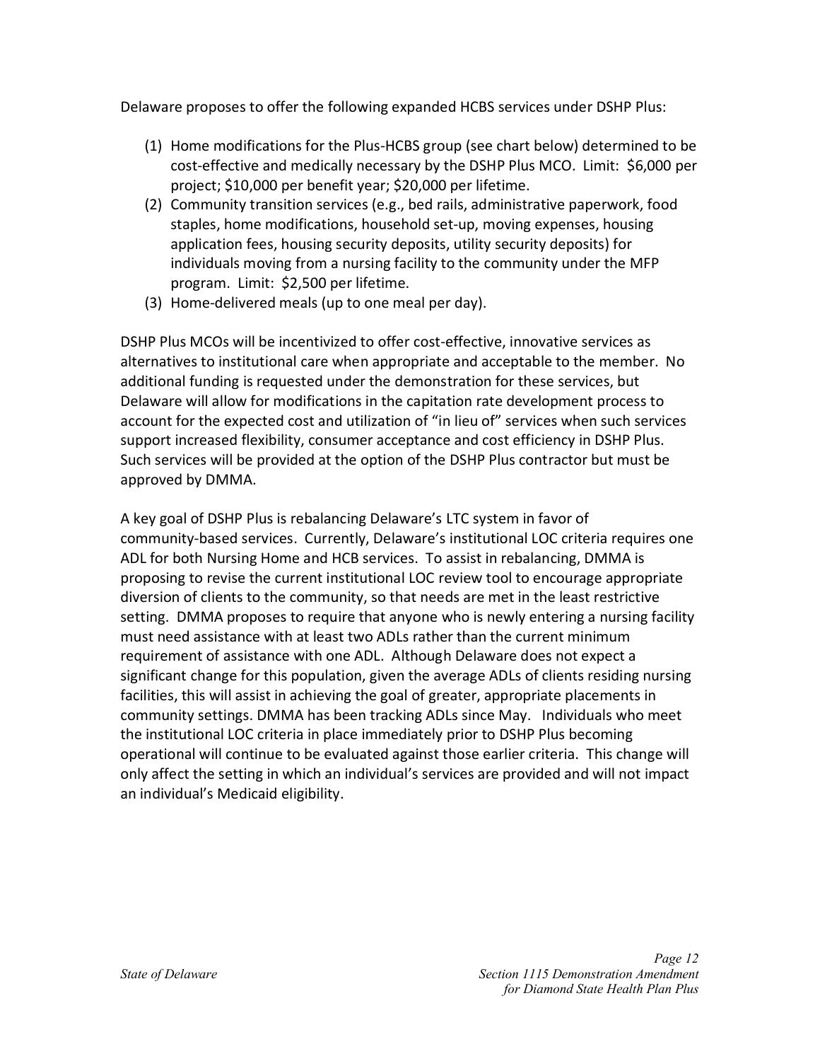Delaware proposes to offer the following expanded HCBS services under DSHP Plus:

1. Home modifications for the Plus-HCBS group (see chart below) determined to be cost-effective and medically necessary by the DSHP Plus MCO. Limit: $6,000 per project; $10,000 per benefit year; $20,000 per lifetime.
2. Community transition services (e.g., bed rails, administrative paperwork, food staples, home modifications, household set-up, moving expenses, housing application fees, housing security deposits, utility security deposits) for individuals moving from a nursing facility to the community under the MFP program. Limit: $2,500 per lifetime.
3. Home-delivered meals (up to one meal per day).

DSHP Plus MCOs will be incentivized to offer cost-effective, innovative services as alternatives to institutional care when appropriate and acceptable to the member. No additional funding is requested under the demonstration for these services, but Delaware will allow for modifications in the capitation rate development process to account for the expected cost and utilization of "in lieu of" services when such services support increased flexibility, consumer acceptance and cost efficiency in DSHP Plus. Such services will be provided at the option of the DSHP Plus contractor but must be approved by DMMA.

A key goal of DSHP Plus is rebalancing Delaware's LTC system in favor of community-based services. Currently, Delaware's institutional LOC criteria requires one ADL for both Nursing Home and HCB services. To assist in rebalancing, DMMA is proposing to revise the current institutional LOC review tool to encourage appropriate diversion of clients to the community, so that needs are met in the least restrictive setting. DMMA proposes to require that anyone who is newly entering a nursing facility must need assistance with at least two ADLs rather than the current minimum requirement of assistance with one ADL. Although Delaware does not expect a significant change for this population, given the average ADLs of clients residing nursing facilities, this will assist in achieving the goal of greater, appropriate placements in community settings. DMMA has been tracking ADLs since May. Individuals who meet the institutional LOC criteria in place immediately prior to DSHP Plus becoming operational will continue to be evaluated against those earlier criteria. This change will only affect the setting in which an individual's services are provided and will not impact an individual's Medicaid eligibility.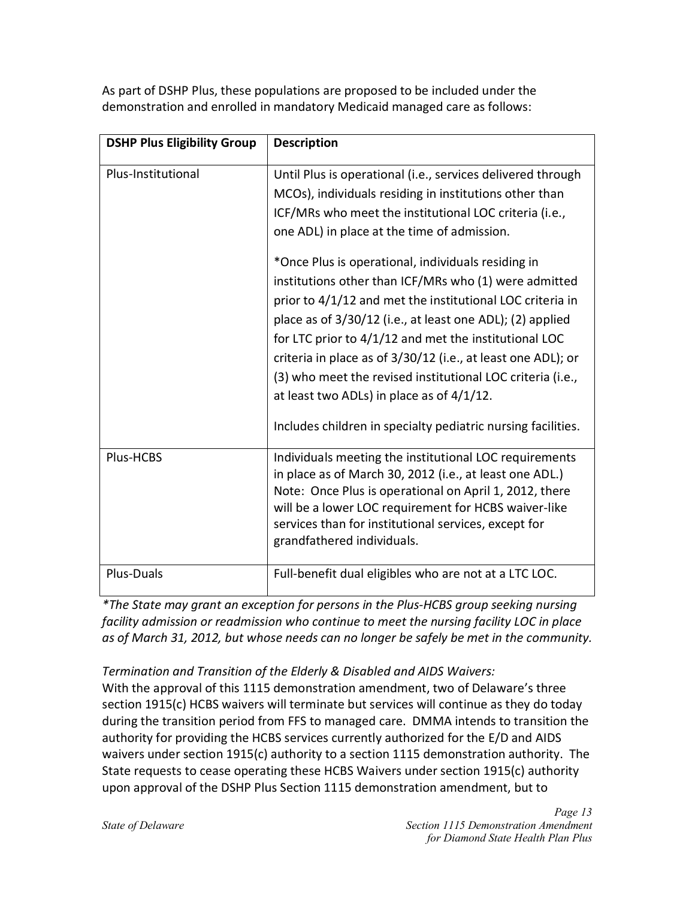As part of DSHP Plus, these populations are proposed to be included under the demonstration and enrolled in mandatory Medicaid managed care as follows:

| DSHP Plus Eligibility Group | Description |
|---|---|
| Plus-Institutional | Until Plus is operational (i.e., services delivered through MCOs), individuals residing in institutions other than ICF/MRs who meet the institutional LOC criteria (i.e., one ADL) in place at the time of admission.<br><br>*Once Plus is operational, individuals residing in institutions other than ICF/MRs who (1) were admitted prior to 4/1/12 and met the institutional LOC criteria in place as of 3/30/12 (i.e., at least one ADL); (2) applied for LTC prior to 4/1/12 and met the institutional LOC criteria in place as of 3/30/12 (i.e., at least one ADL); or (3) who meet the revised institutional LOC criteria (i.e., at least two ADLs) in place as of 4/1/12.<br><br>Includes children in specialty pediatric nursing facilities. |
| Plus-HCBS | Individuals meeting the institutional LOC requirements in place as of March 30, 2012 (i.e., at least one ADL.) Note: Once Plus is operational on April 1, 2012, there will be a lower LOC requirement for HCBS waiver-like services than for institutional services, except for grandfathered individuals. |
| Plus-Duals | Full-benefit dual eligibles who are not at a LTC LOC. |

*\*The State may grant an exception for persons in the Plus-HCBS group seeking nursing facility admission or readmission who continue to meet the nursing facility LOC in place as of March 31, 2012, but whose needs can no longer be safely be met in the community.*

*Termination and Transition of the Elderly & Disabled and AIDS Waivers:*

With the approval of this 1115 demonstration amendment, two of Delaware's three section 1915(c) HCBS waivers will terminate but services will continue as they do today during the transition period from FFS to managed care. DMMA intends to transition the authority for providing the HCBS services currently authorized for the E/D and AIDS waivers under section 1915(c) authority to a section 1115 demonstration authority. The State requests to cease operating these HCBS Waivers under section 1915(c) authority upon approval of the DSHP Plus Section 1115 demonstration amendment, but to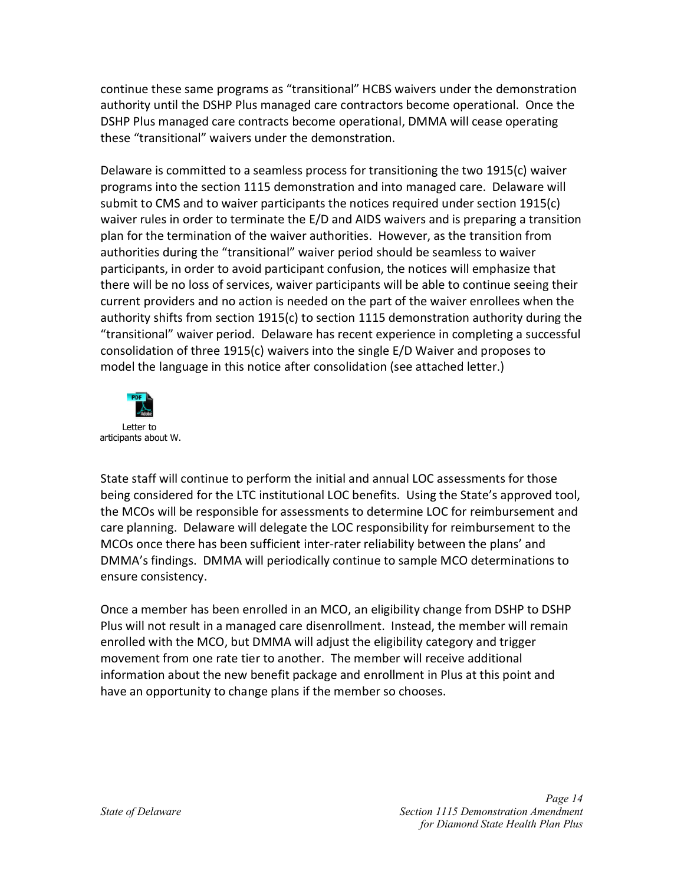continue these same programs as "transitional" HCBS waivers under the demonstration authority until the DSHP Plus managed care contractors become operational. Once the DSHP Plus managed care contracts become operational, DMMA will cease operating these "transitional" waivers under the demonstration.

Delaware is committed to a seamless process for transitioning the two 1915(c) waiver programs into the section 1115 demonstration and into managed care. Delaware will submit to CMS and to waiver participants the notices required under section 1915(c) waiver rules in order to terminate the E/D and AIDS waivers and is preparing a transition plan for the termination of the waiver authorities. However, as the transition from authorities during the "transitional" waiver period should be seamless to waiver participants, in order to avoid participant confusion, the notices will emphasize that there will be no loss of services, waiver participants will be able to continue seeing their current providers and no action is needed on the part of the waiver enrollees when the authority shifts from section 1915(c) to section 1115 demonstration authority during the "transitional" waiver period. Delaware has recent experience in completing a successful consolidation of three 1915(c) waivers into the single E/D Waiver and proposes to model the language in this notice after consolidation (see attached letter.)

Letter to articipants about W.

State staff will continue to perform the initial and annual LOC assessments for those being considered for the LTC institutional LOC benefits. Using the State's approved tool, the MCOs will be responsible for assessments to determine LOC for reimbursement and care planning. Delaware will delegate the LOC responsibility for reimbursement to the MCOs once there has been sufficient inter-rater reliability between the plans' and DMMA's findings. DMMA will periodically continue to sample MCO determinations to ensure consistency.

Once a member has been enrolled in an MCO, an eligibility change from DSHP to DSHP Plus will not result in a managed care disenrollment. Instead, the member will remain enrolled with the MCO, but DMMA will adjust the eligibility category and trigger movement from one rate tier to another. The member will receive additional information about the new benefit package and enrollment in Plus at this point and have an opportunity to change plans if the member so chooses.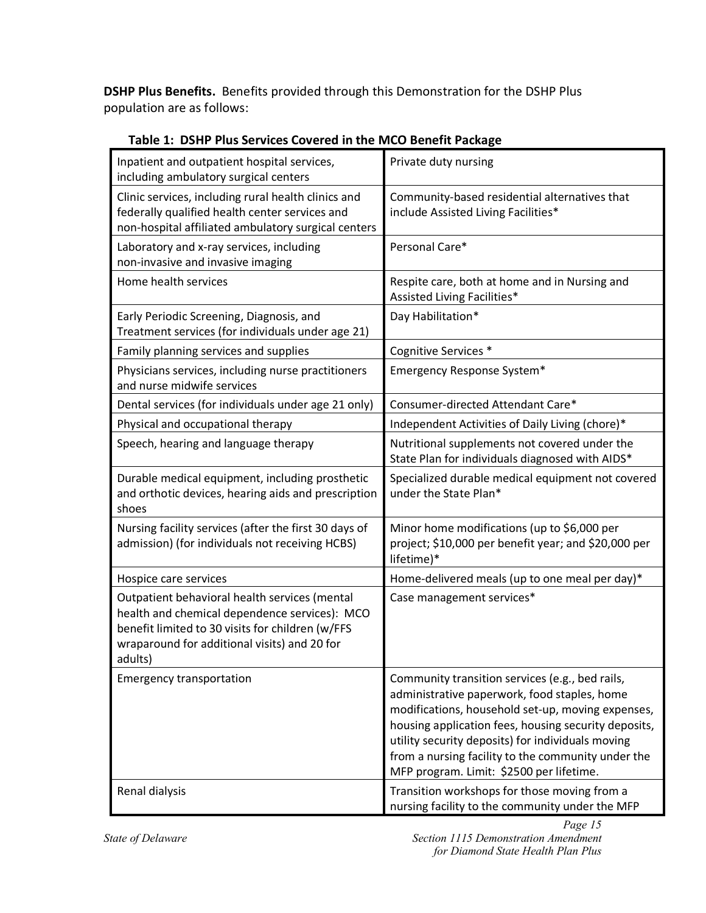**DSHP Plus Benefits.** Benefits provided through this Demonstration for the DSHP Plus population are as follows:

**Table 1: DSHP Plus Services Covered in the MCO Benefit Package**

| | |
|---|---|
| Inpatient and outpatient hospital services, including ambulatory surgical centers | Private duty nursing |
| Clinic services, including rural health clinics and federally qualified health center services and non-hospital affiliated ambulatory surgical centers | Community-based residential alternatives that include Assisted Living Facilities* |
| Laboratory and x-ray services, including non-invasive and invasive imaging | Personal Care* |
| Home health services | Respite care, both at home and in Nursing and Assisted Living Facilities* |
| Early Periodic Screening, Diagnosis, and Treatment services (for individuals under age 21) | Day Habilitation* |
| Family planning services and supplies | Cognitive Services * |
| Physicians services, including nurse practitioners and nurse midwife services | Emergency Response System* |
| Dental services (for individuals under age 21 only) | Consumer-directed Attendant Care* |
| Physical and occupational therapy | Independent Activities of Daily Living (chore)* |
| Speech, hearing and language therapy | Nutritional supplements not covered under the State Plan for individuals diagnosed with AIDS* |
| Durable medical equipment, including prosthetic and orthotic devices, hearing aids and prescription shoes | Specialized durable medical equipment not covered under the State Plan* |
| Nursing facility services (after the first 30 days of admission) (for individuals not receiving HCBS) | Minor home modifications (up to $6,000 per project; $10,000 per benefit year; and $20,000 per lifetime)* |
| Hospice care services | Home-delivered meals (up to one meal per day)* |
| Outpatient behavioral health services (mental health and chemical dependence services): MCO benefit limited to 30 visits for children (w/FFS wraparound for additional visits) and 20 for adults) | Case management services* |
| Emergency transportation | Community transition services (e.g., bed rails, administrative paperwork, food staples, home modifications, household set-up, moving expenses, housing application fees, housing security deposits, utility security deposits) for individuals moving from a nursing facility to the community under the MFP program. Limit: $2500 per lifetime. |
| Renal dialysis | Transition workshops for those moving from a nursing facility to the community under the MFP |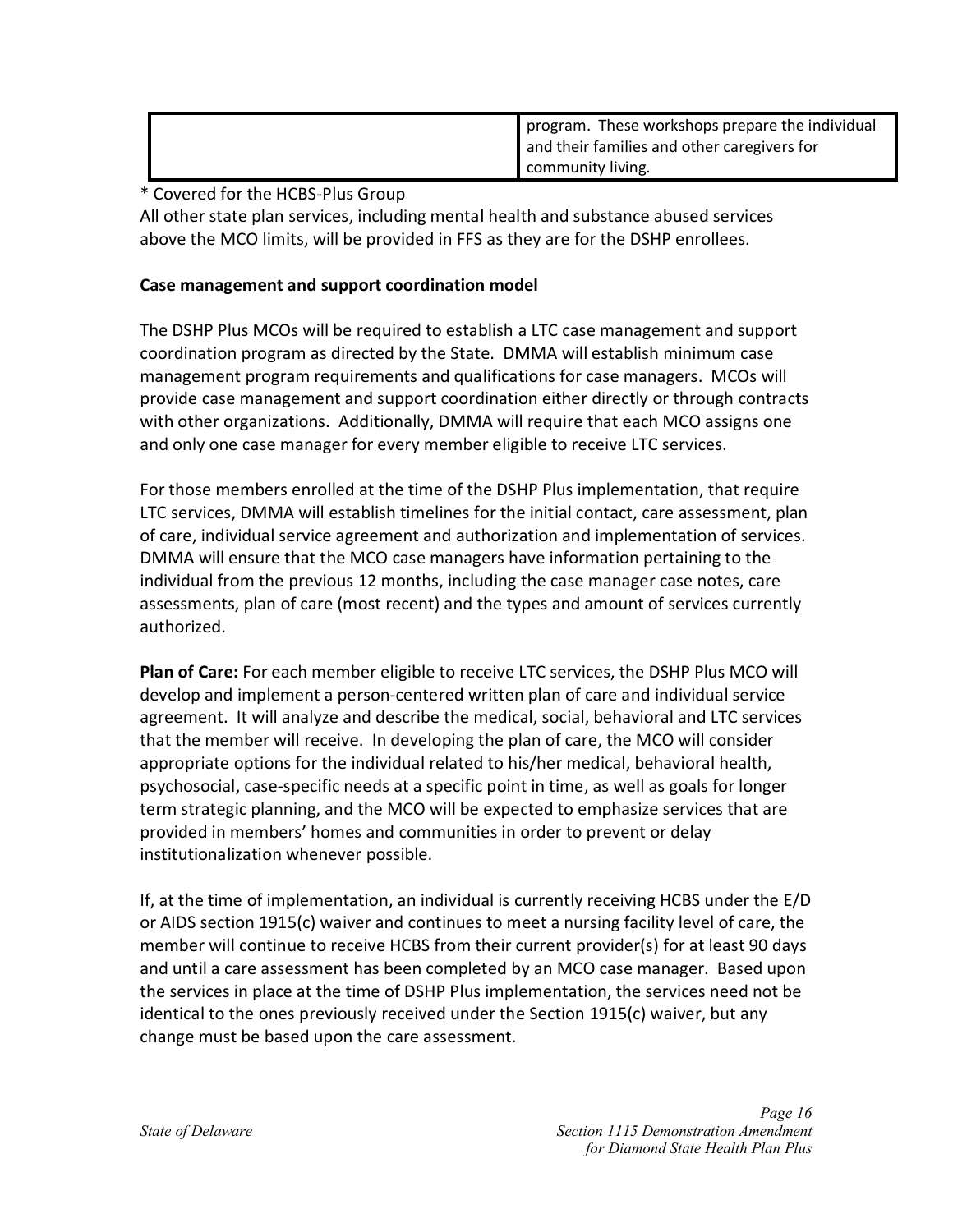| | |
|---|---|
| | program. These workshops prepare the individual and their families and other caregivers for community living. |

\* Covered for the HCBS-Plus Group

All other state plan services, including mental health and substance abused services above the MCO limits, will be provided in FFS as they are for the DSHP enrollees.

**Case management and support coordination model**

The DSHP Plus MCOs will be required to establish a LTC case management and support coordination program as directed by the State. DMMA will establish minimum case management program requirements and qualifications for case managers. MCOs will provide case management and support coordination either directly or through contracts with other organizations. Additionally, DMMA will require that each MCO assigns one and only one case manager for every member eligible to receive LTC services.

For those members enrolled at the time of the DSHP Plus implementation, that require LTC services, DMMA will establish timelines for the initial contact, care assessment, plan of care, individual service agreement and authorization and implementation of services. DMMA will ensure that the MCO case managers have information pertaining to the individual from the previous 12 months, including the case manager case notes, care assessments, plan of care (most recent) and the types and amount of services currently authorized.

**Plan of Care:** For each member eligible to receive LTC services, the DSHP Plus MCO will develop and implement a person-centered written plan of care and individual service agreement. It will analyze and describe the medical, social, behavioral and LTC services that the member will receive. In developing the plan of care, the MCO will consider appropriate options for the individual related to his/her medical, behavioral health, psychosocial, case-specific needs at a specific point in time, as well as goals for longer term strategic planning, and the MCO will be expected to emphasize services that are provided in members' homes and communities in order to prevent or delay institutionalization whenever possible.

If, at the time of implementation, an individual is currently receiving HCBS under the E/D or AIDS section 1915(c) waiver and continues to meet a nursing facility level of care, the member will continue to receive HCBS from their current provider(s) for at least 90 days and until a care assessment has been completed by an MCO case manager. Based upon the services in place at the time of DSHP Plus implementation, the services need not be identical to the ones previously received under the Section 1915(c) waiver, but any change must be based upon the care assessment.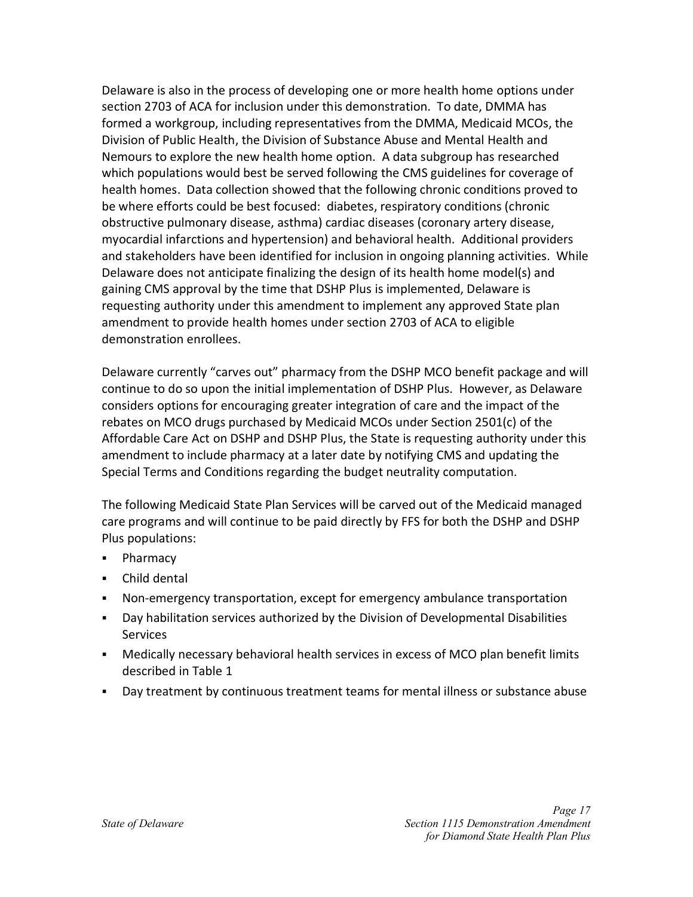Delaware is also in the process of developing one or more health home options under section 2703 of ACA for inclusion under this demonstration. To date, DMMA has formed a workgroup, including representatives from the DMMA, Medicaid MCOs, the Division of Public Health, the Division of Substance Abuse and Mental Health and Nemours to explore the new health home option. A data subgroup has researched which populations would best be served following the CMS guidelines for coverage of health homes. Data collection showed that the following chronic conditions proved to be where efforts could be best focused: diabetes, respiratory conditions (chronic obstructive pulmonary disease, asthma) cardiac diseases (coronary artery disease, myocardial infarctions and hypertension) and behavioral health. Additional providers and stakeholders have been identified for inclusion in ongoing planning activities. While Delaware does not anticipate finalizing the design of its health home model(s) and gaining CMS approval by the time that DSHP Plus is implemented, Delaware is requesting authority under this amendment to implement any approved State plan amendment to provide health homes under section 2703 of ACA to eligible demonstration enrollees.

Delaware currently "carves out" pharmacy from the DSHP MCO benefit package and will continue to do so upon the initial implementation of DSHP Plus. However, as Delaware considers options for encouraging greater integration of care and the impact of the rebates on MCO drugs purchased by Medicaid MCOs under Section 2501(c) of the Affordable Care Act on DSHP and DSHP Plus, the State is requesting authority under this amendment to include pharmacy at a later date by notifying CMS and updating the Special Terms and Conditions regarding the budget neutrality computation.

The following Medicaid State Plan Services will be carved out of the Medicaid managed care programs and will continue to be paid directly by FFS for both the DSHP and DSHP Plus populations:

- Pharmacy
- Child dental
- Non-emergency transportation, except for emergency ambulance transportation
- Day habilitation services authorized by the Division of Developmental Disabilities Services
- Medically necessary behavioral health services in excess of MCO plan benefit limits described in Table 1
- Day treatment by continuous treatment teams for mental illness or substance abuse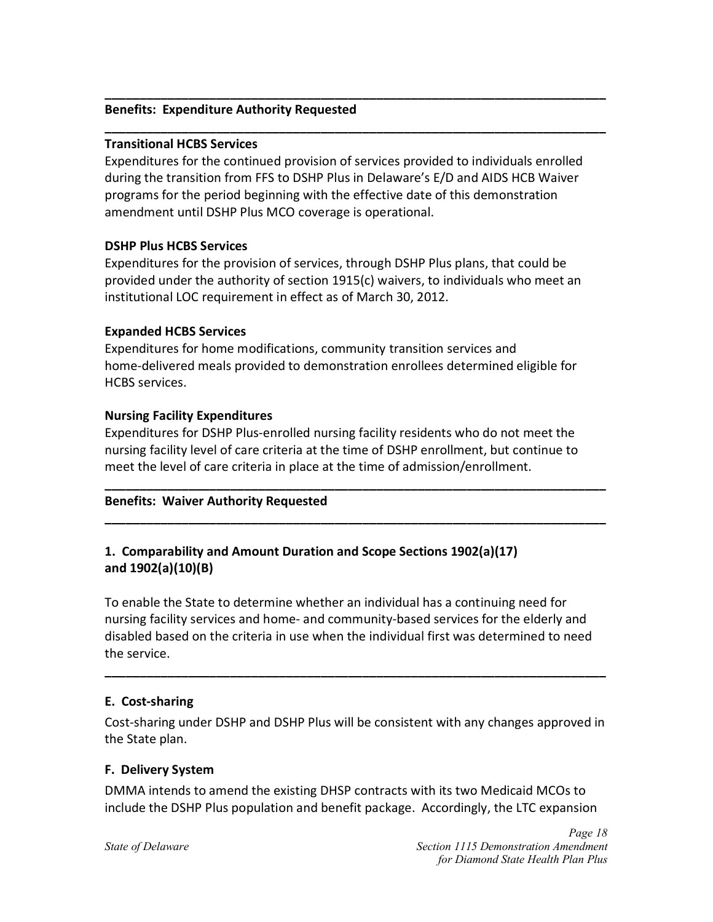---

**Benefits: Expenditure Authority Requested**

---

**Transitional HCBS Services**

Expenditures for the continued provision of services provided to individuals enrolled during the transition from FFS to DSHP Plus in Delaware's E/D and AIDS HCB Waiver programs for the period beginning with the effective date of this demonstration amendment until DSHP Plus MCO coverage is operational.

**DSHP Plus HCBS Services**

Expenditures for the provision of services, through DSHP Plus plans, that could be provided under the authority of section 1915(c) waivers, to individuals who meet an institutional LOC requirement in effect as of March 30, 2012.

**Expanded HCBS Services**

Expenditures for home modifications, community transition services and home-delivered meals provided to demonstration enrollees determined eligible for HCBS services.

**Nursing Facility Expenditures**

Expenditures for DSHP Plus-enrolled nursing facility residents who do not meet the nursing facility level of care criteria at the time of DSHP enrollment, but continue to meet the level of care criteria in place at the time of admission/enrollment.

---

**Benefits: Waiver Authority Requested**

---

**1. Comparability and Amount Duration and Scope Sections 1902(a)(17) and 1902(a)(10)(B)**

To enable the State to determine whether an individual has a continuing need for nursing facility services and home- and community-based services for the elderly and disabled based on the criteria in use when the individual first was determined to need the service.

---

### E. Cost-sharing

Cost-sharing under DSHP and DSHP Plus will be consistent with any changes approved in the State plan.

### F. Delivery System

DMMA intends to amend the existing DHSP contracts with its two Medicaid MCOs to include the DSHP Plus population and benefit package. Accordingly, the LTC expansion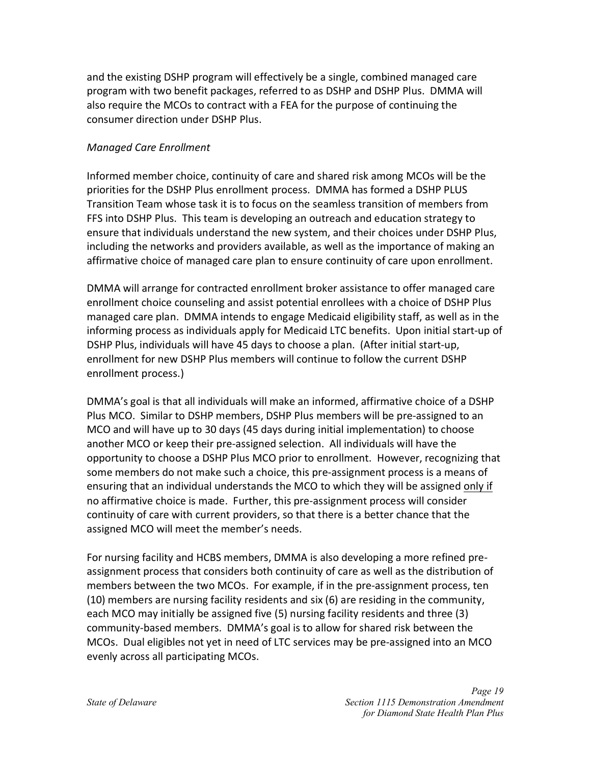and the existing DSHP program will effectively be a single, combined managed care program with two benefit packages, referred to as DSHP and DSHP Plus. DMMA will also require the MCOs to contract with a FEA for the purpose of continuing the consumer direction under DSHP Plus.

*Managed Care Enrollment*

Informed member choice, continuity of care and shared risk among MCOs will be the priorities for the DSHP Plus enrollment process. DMMA has formed a DSHP PLUS Transition Team whose task it is to focus on the seamless transition of members from FFS into DSHP Plus. This team is developing an outreach and education strategy to ensure that individuals understand the new system, and their choices under DSHP Plus, including the networks and providers available, as well as the importance of making an affirmative choice of managed care plan to ensure continuity of care upon enrollment.

DMMA will arrange for contracted enrollment broker assistance to offer managed care enrollment choice counseling and assist potential enrollees with a choice of DSHP Plus managed care plan. DMMA intends to engage Medicaid eligibility staff, as well as in the informing process as individuals apply for Medicaid LTC benefits. Upon initial start-up of DSHP Plus, individuals will have 45 days to choose a plan. (After initial start-up, enrollment for new DSHP Plus members will continue to follow the current DSHP enrollment process.)

DMMA's goal is that all individuals will make an informed, affirmative choice of a DSHP Plus MCO. Similar to DSHP members, DSHP Plus members will be pre-assigned to an MCO and will have up to 30 days (45 days during initial implementation) to choose another MCO or keep their pre-assigned selection. All individuals will have the opportunity to choose a DSHP Plus MCO prior to enrollment. However, recognizing that some members do not make such a choice, this pre-assignment process is a means of ensuring that an individual understands the MCO to which they will be assigned <u>only if</u> no affirmative choice is made. Further, this pre-assignment process will consider continuity of care with current providers, so that there is a better chance that the assigned MCO will meet the member's needs.

For nursing facility and HCBS members, DMMA is also developing a more refined pre-assignment process that considers both continuity of care as well as the distribution of members between the two MCOs. For example, if in the pre-assignment process, ten (10) members are nursing facility residents and six (6) are residing in the community, each MCO may initially be assigned five (5) nursing facility residents and three (3) community-based members. DMMA's goal is to allow for shared risk between the MCOs. Dual eligibles not yet in need of LTC services may be pre-assigned into an MCO evenly across all participating MCOs.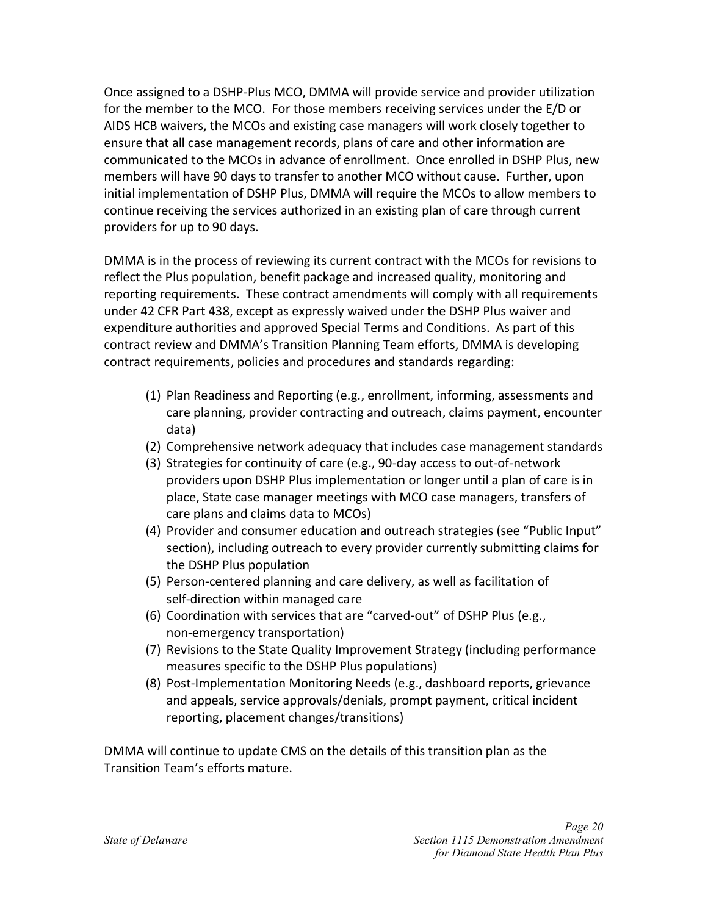Once assigned to a DSHP-Plus MCO, DMMA will provide service and provider utilization for the member to the MCO. For those members receiving services under the E/D or AIDS HCB waivers, the MCOs and existing case managers will work closely together to ensure that all case management records, plans of care and other information are communicated to the MCOs in advance of enrollment. Once enrolled in DSHP Plus, new members will have 90 days to transfer to another MCO without cause. Further, upon initial implementation of DSHP Plus, DMMA will require the MCOs to allow members to continue receiving the services authorized in an existing plan of care through current providers for up to 90 days.

DMMA is in the process of reviewing its current contract with the MCOs for revisions to reflect the Plus population, benefit package and increased quality, monitoring and reporting requirements. These contract amendments will comply with all requirements under 42 CFR Part 438, except as expressly waived under the DSHP Plus waiver and expenditure authorities and approved Special Terms and Conditions. As part of this contract review and DMMA's Transition Planning Team efforts, DMMA is developing contract requirements, policies and procedures and standards regarding:

(1) Plan Readiness and Reporting (e.g., enrollment, informing, assessments and care planning, provider contracting and outreach, claims payment, encounter data)
(2) Comprehensive network adequacy that includes case management standards
(3) Strategies for continuity of care (e.g., 90-day access to out-of-network providers upon DSHP Plus implementation or longer until a plan of care is in place, State case manager meetings with MCO case managers, transfers of care plans and claims data to MCOs)
(4) Provider and consumer education and outreach strategies (see "Public Input" section), including outreach to every provider currently submitting claims for the DSHP Plus population
(5) Person-centered planning and care delivery, as well as facilitation of self-direction within managed care
(6) Coordination with services that are "carved-out" of DSHP Plus (e.g., non-emergency transportation)
(7) Revisions to the State Quality Improvement Strategy (including performance measures specific to the DSHP Plus populations)
(8) Post-Implementation Monitoring Needs (e.g., dashboard reports, grievance and appeals, service approvals/denials, prompt payment, critical incident reporting, placement changes/transitions)

DMMA will continue to update CMS on the details of this transition plan as the Transition Team's efforts mature.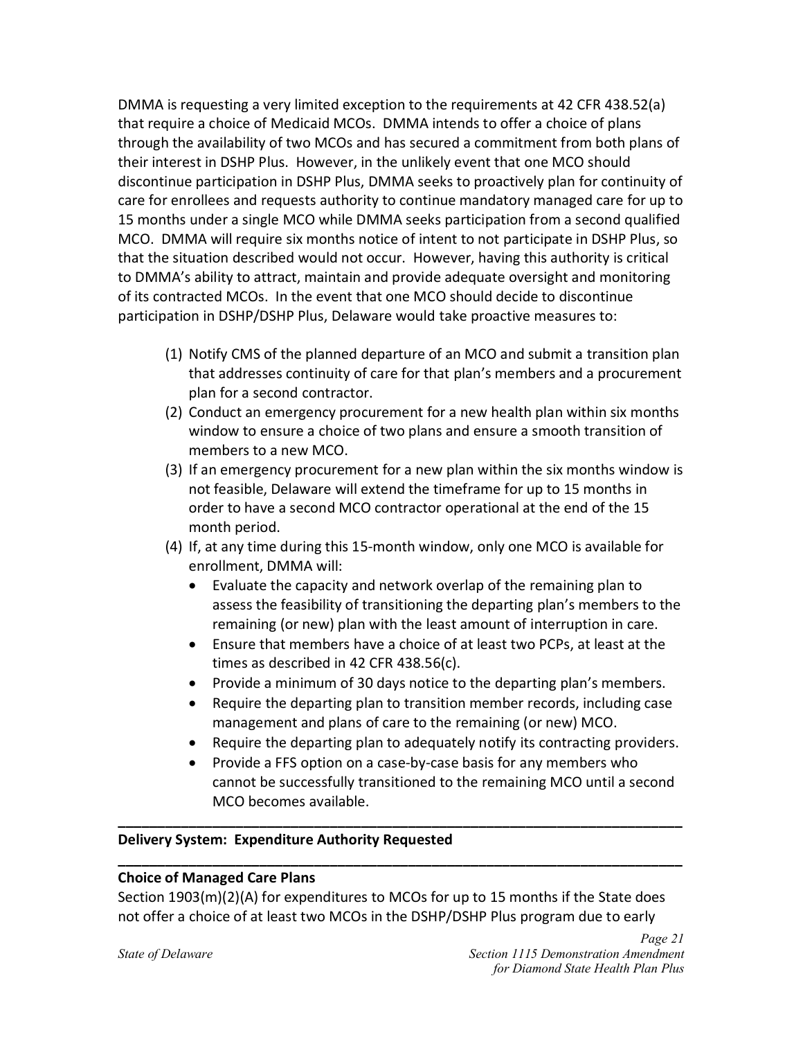DMMA is requesting a very limited exception to the requirements at 42 CFR 438.52(a) that require a choice of Medicaid MCOs. DMMA intends to offer a choice of plans through the availability of two MCOs and has secured a commitment from both plans of their interest in DSHP Plus. However, in the unlikely event that one MCO should discontinue participation in DSHP Plus, DMMA seeks to proactively plan for continuity of care for enrollees and requests authority to continue mandatory managed care for up to 15 months under a single MCO while DMMA seeks participation from a second qualified MCO. DMMA will require six months notice of intent to not participate in DSHP Plus, so that the situation described would not occur. However, having this authority is critical to DMMA's ability to attract, maintain and provide adequate oversight and monitoring of its contracted MCOs. In the event that one MCO should decide to discontinue participation in DSHP/DSHP Plus, Delaware would take proactive measures to:

1. Notify CMS of the planned departure of an MCO and submit a transition plan that addresses continuity of care for that plan's members and a procurement plan for a second contractor.
2. Conduct an emergency procurement for a new health plan within six months window to ensure a choice of two plans and ensure a smooth transition of members to a new MCO.
3. If an emergency procurement for a new plan within the six months window is not feasible, Delaware will extend the timeframe for up to 15 months in order to have a second MCO contractor operational at the end of the 15 month period.
4. If, at any time during this 15-month window, only one MCO is available for enrollment, DMMA will:
   - Evaluate the capacity and network overlap of the remaining plan to assess the feasibility of transitioning the departing plan's members to the remaining (or new) plan with the least amount of interruption in care.
   - Ensure that members have a choice of at least two PCPs, at least at the times as described in 42 CFR 438.56(c).
   - Provide a minimum of 30 days notice to the departing plan's members.
   - Require the departing plan to transition member records, including case management and plans of care to the remaining (or new) MCO.
   - Require the departing plan to adequately notify its contracting providers.
   - Provide a FFS option on a case-by-case basis for any members who cannot be successfully transitioned to the remaining MCO until a second MCO becomes available.

---

**Delivery System: Expenditure Authority Requested**

---

**Choice of Managed Care Plans**

Section 1903(m)(2)(A) for expenditures to MCOs for up to 15 months if the State does not offer a choice of at least two MCOs in the DSHP/DSHP Plus program due to early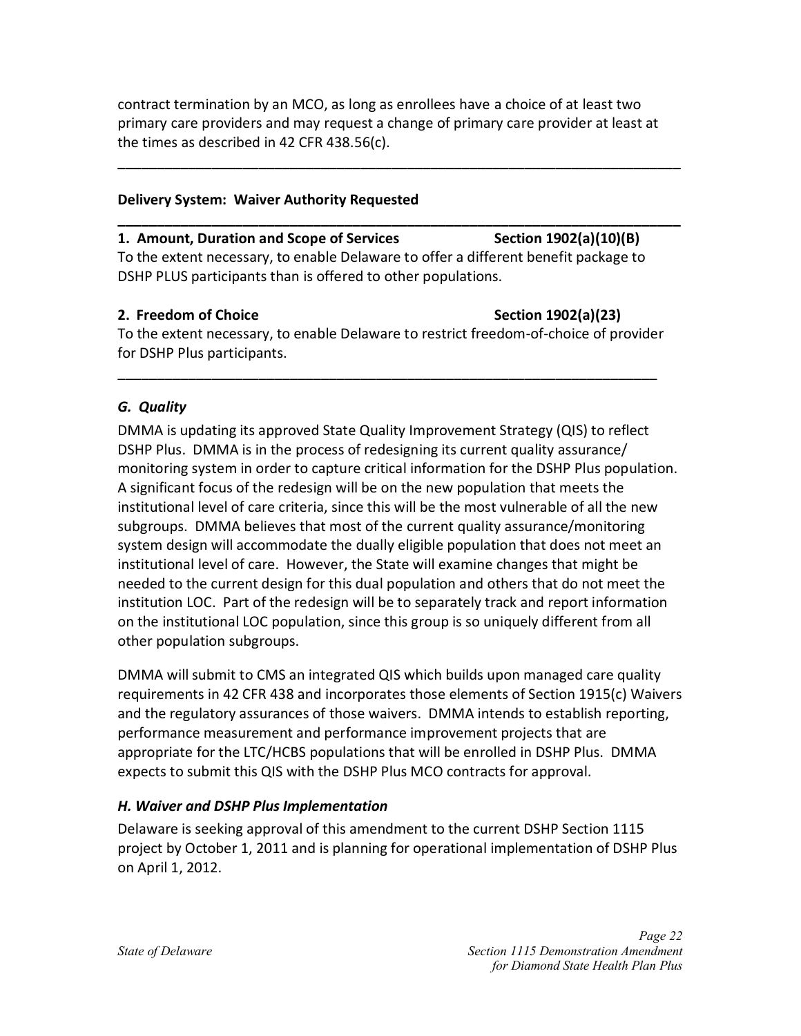contract termination by an MCO, as long as enrollees have a choice of at least two primary care providers and may request a change of primary care provider at least at the times as described in 42 CFR 438.56(c).

---

**Delivery System: Waiver Authority Requested**

---

**1. Amount, Duration and Scope of Services Section 1902(a)(10)(B)**

To the extent necessary, to enable Delaware to offer a different benefit package to DSHP PLUS participants than is offered to other populations.

**2. Freedom of Choice Section 1902(a)(23)**

To the extent necessary, to enable Delaware to restrict freedom-of-choice of provider for DSHP Plus participants.

---

### *G. Quality*

DMMA is updating its approved State Quality Improvement Strategy (QIS) to reflect DSHP Plus. DMMA is in the process of redesigning its current quality assurance/ monitoring system in order to capture critical information for the DSHP Plus population. A significant focus of the redesign will be on the new population that meets the institutional level of care criteria, since this will be the most vulnerable of all the new subgroups. DMMA believes that most of the current quality assurance/monitoring system design will accommodate the dually eligible population that does not meet an institutional level of care. However, the State will examine changes that might be needed to the current design for this dual population and others that do not meet the institution LOC. Part of the redesign will be to separately track and report information on the institutional LOC population, since this group is so uniquely different from all other population subgroups.

DMMA will submit to CMS an integrated QIS which builds upon managed care quality requirements in 42 CFR 438 and incorporates those elements of Section 1915(c) Waivers and the regulatory assurances of those waivers. DMMA intends to establish reporting, performance measurement and performance improvement projects that are appropriate for the LTC/HCBS populations that will be enrolled in DSHP Plus. DMMA expects to submit this QIS with the DSHP Plus MCO contracts for approval.

### *H. Waiver and DSHP Plus Implementation*

Delaware is seeking approval of this amendment to the current DSHP Section 1115 project by October 1, 2011 and is planning for operational implementation of DSHP Plus on April 1, 2012.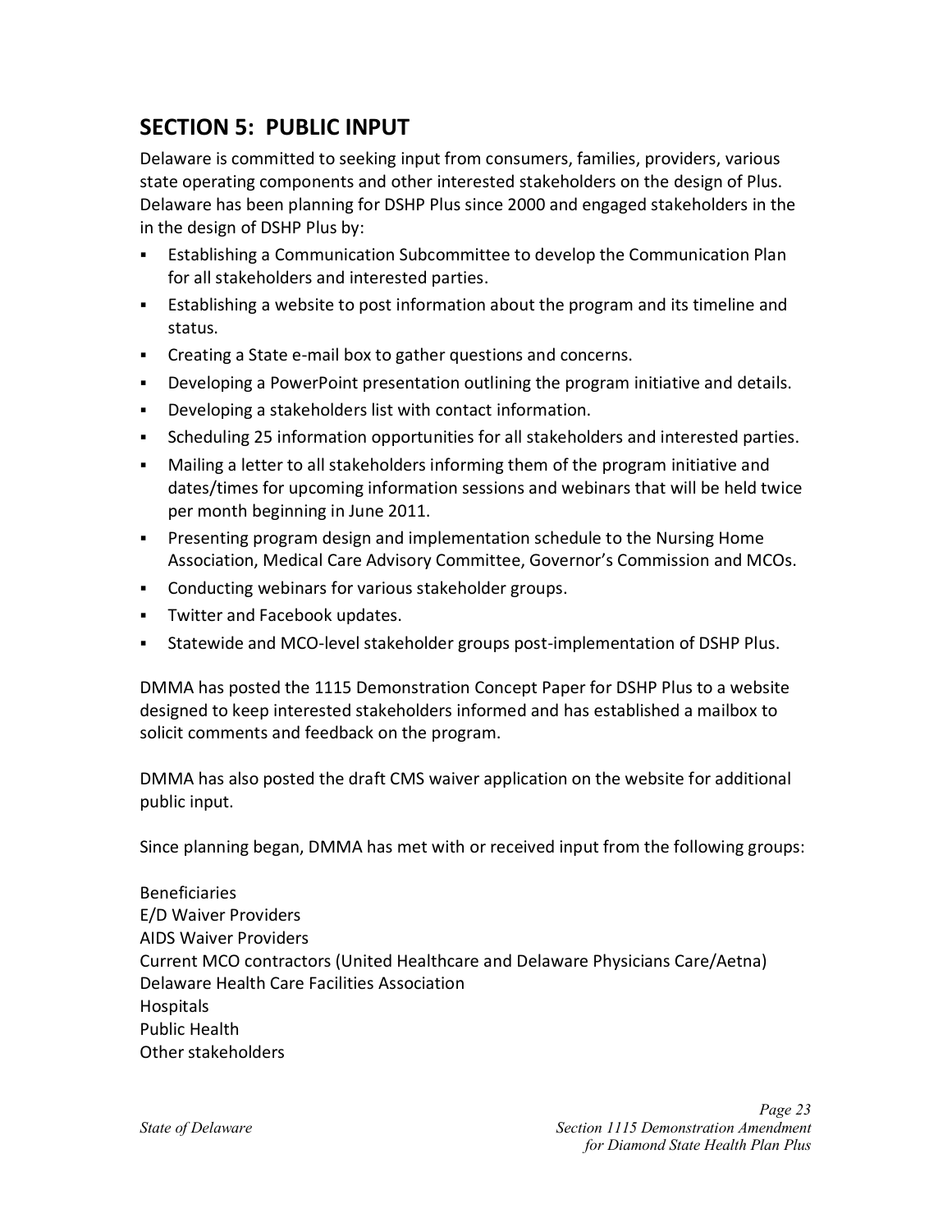## SECTION 5: PUBLIC INPUT

Delaware is committed to seeking input from consumers, families, providers, various state operating components and other interested stakeholders on the design of Plus. Delaware has been planning for DSHP Plus since 2000 and engaged stakeholders in the in the design of DSHP Plus by:

- Establishing a Communication Subcommittee to develop the Communication Plan for all stakeholders and interested parties.
- Establishing a website to post information about the program and its timeline and status.
- Creating a State e-mail box to gather questions and concerns.
- Developing a PowerPoint presentation outlining the program initiative and details.
- Developing a stakeholders list with contact information.
- Scheduling 25 information opportunities for all stakeholders and interested parties.
- Mailing a letter to all stakeholders informing them of the program initiative and dates/times for upcoming information sessions and webinars that will be held twice per month beginning in June 2011.
- Presenting program design and implementation schedule to the Nursing Home Association, Medical Care Advisory Committee, Governor's Commission and MCOs.
- Conducting webinars for various stakeholder groups.
- Twitter and Facebook updates.
- Statewide and MCO-level stakeholder groups post-implementation of DSHP Plus.

DMMA has posted the 1115 Demonstration Concept Paper for DSHP Plus to a website designed to keep interested stakeholders informed and has established a mailbox to solicit comments and feedback on the program.

DMMA has also posted the draft CMS waiver application on the website for additional public input.

Since planning began, DMMA has met with or received input from the following groups:

Beneficiaries
E/D Waiver Providers
AIDS Waiver Providers
Current MCO contractors (United Healthcare and Delaware Physicians Care/Aetna)
Delaware Health Care Facilities Association
Hospitals
Public Health
Other stakeholders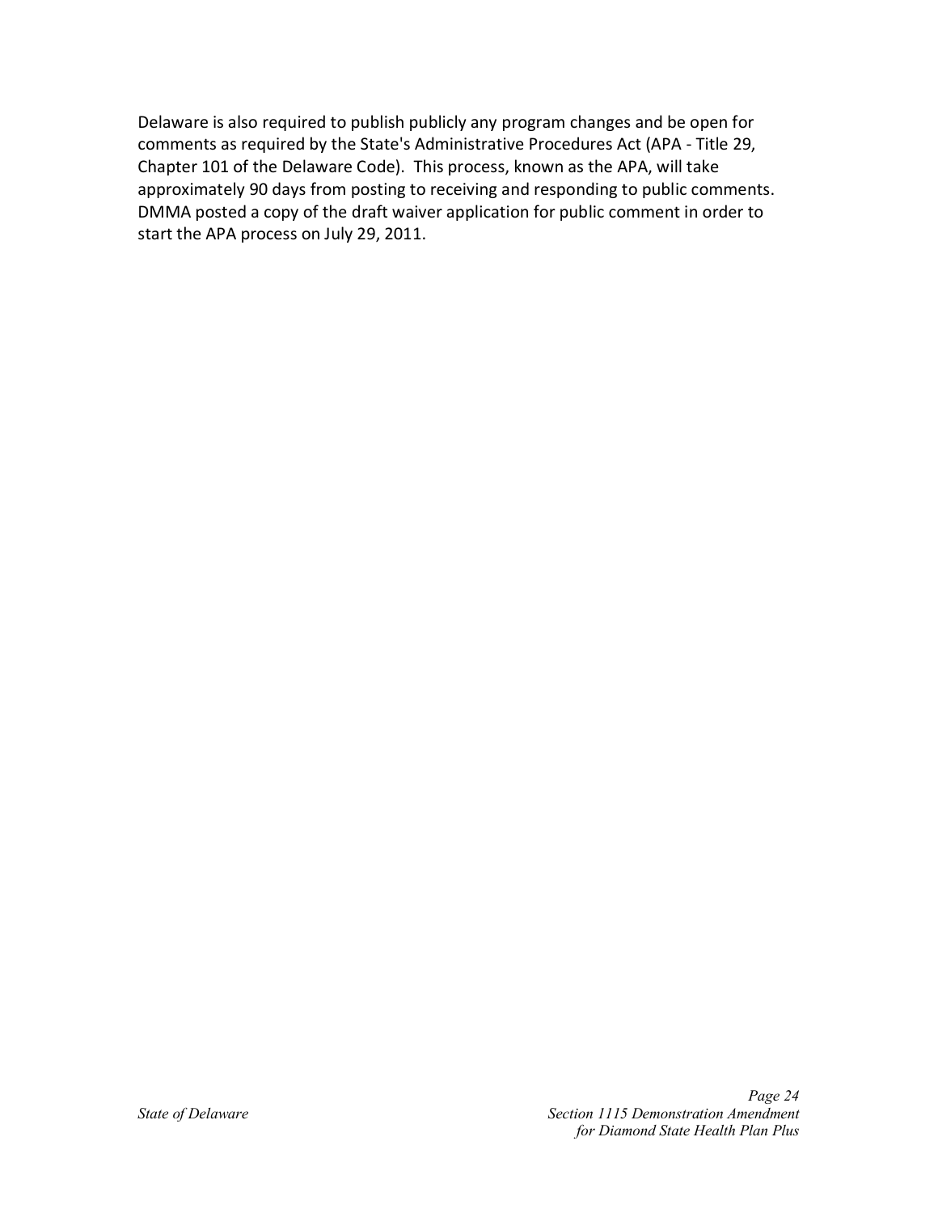Delaware is also required to publish publicly any program changes and be open for comments as required by the State's Administrative Procedures Act (APA - Title 29, Chapter 101 of the Delaware Code). This process, known as the APA, will take approximately 90 days from posting to receiving and responding to public comments. DMMA posted a copy of the draft waiver application for public comment in order to start the APA process on July 29, 2011.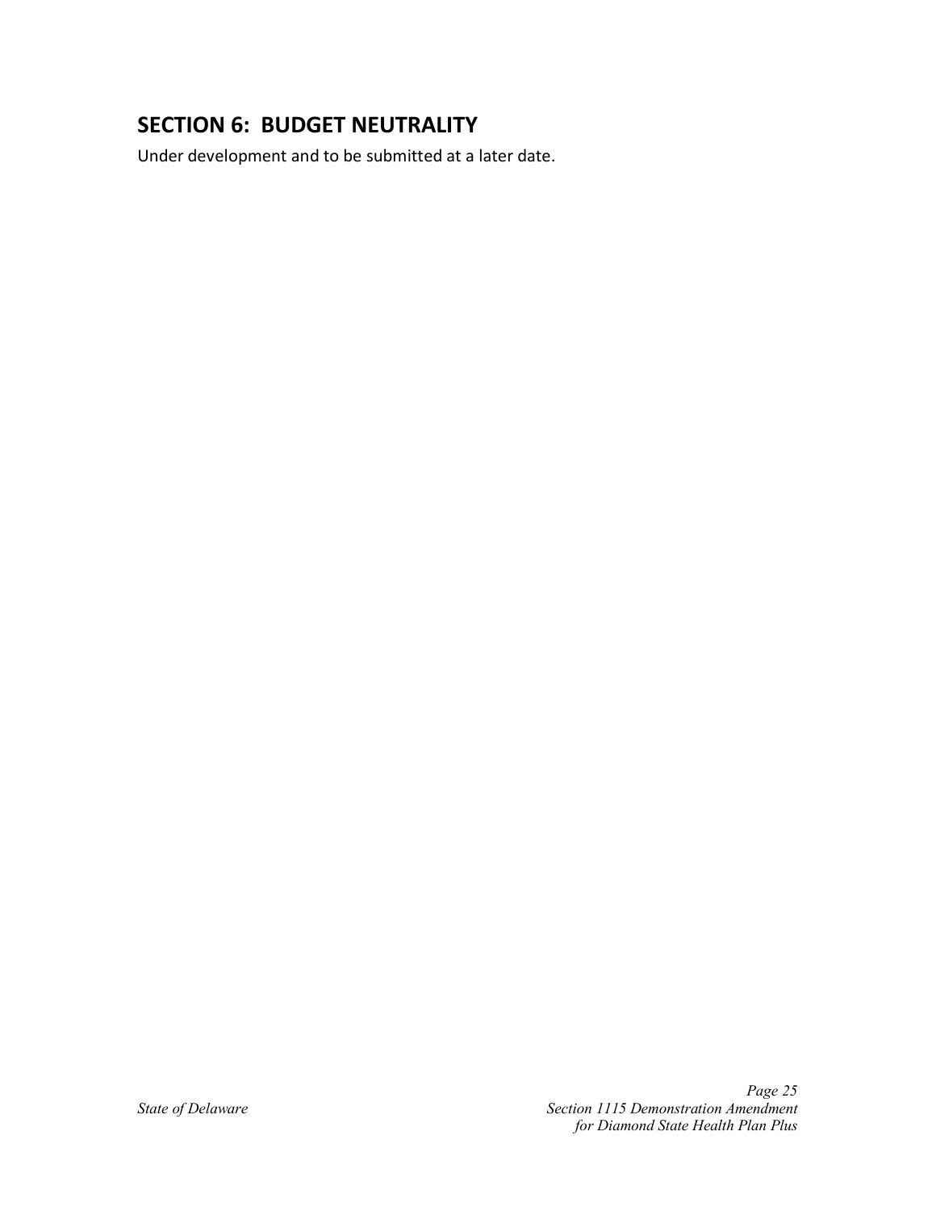## SECTION 6: BUDGET NEUTRALITY

Under development and to be submitted at a later date.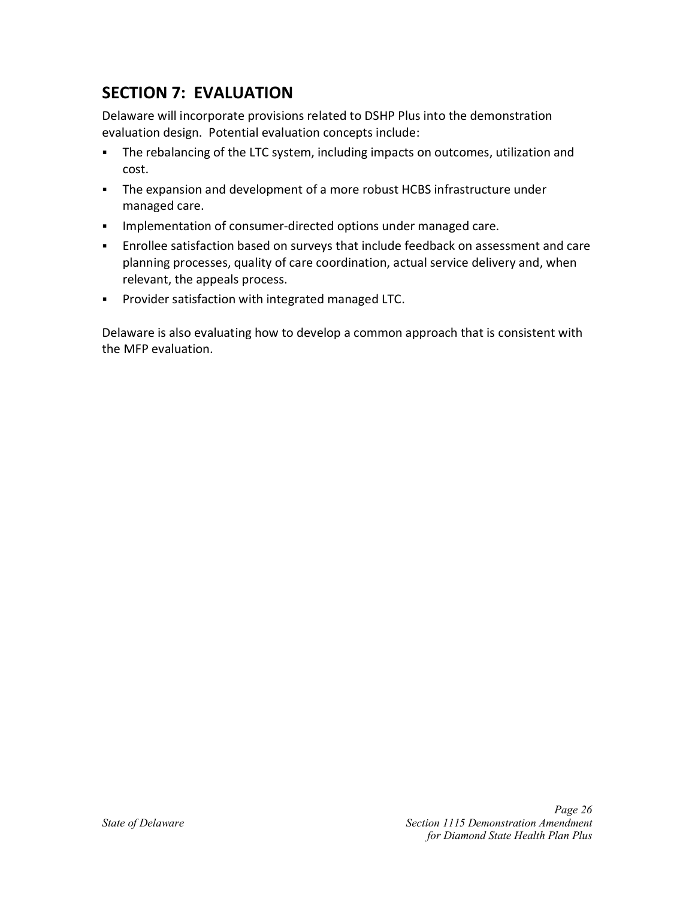## SECTION 7: EVALUATION

Delaware will incorporate provisions related to DSHP Plus into the demonstration evaluation design. Potential evaluation concepts include:

- The rebalancing of the LTC system, including impacts on outcomes, utilization and cost.
- The expansion and development of a more robust HCBS infrastructure under managed care.
- Implementation of consumer-directed options under managed care.
- Enrollee satisfaction based on surveys that include feedback on assessment and care planning processes, quality of care coordination, actual service delivery and, when relevant, the appeals process.
- Provider satisfaction with integrated managed LTC.

Delaware is also evaluating how to develop a common approach that is consistent with the MFP evaluation.